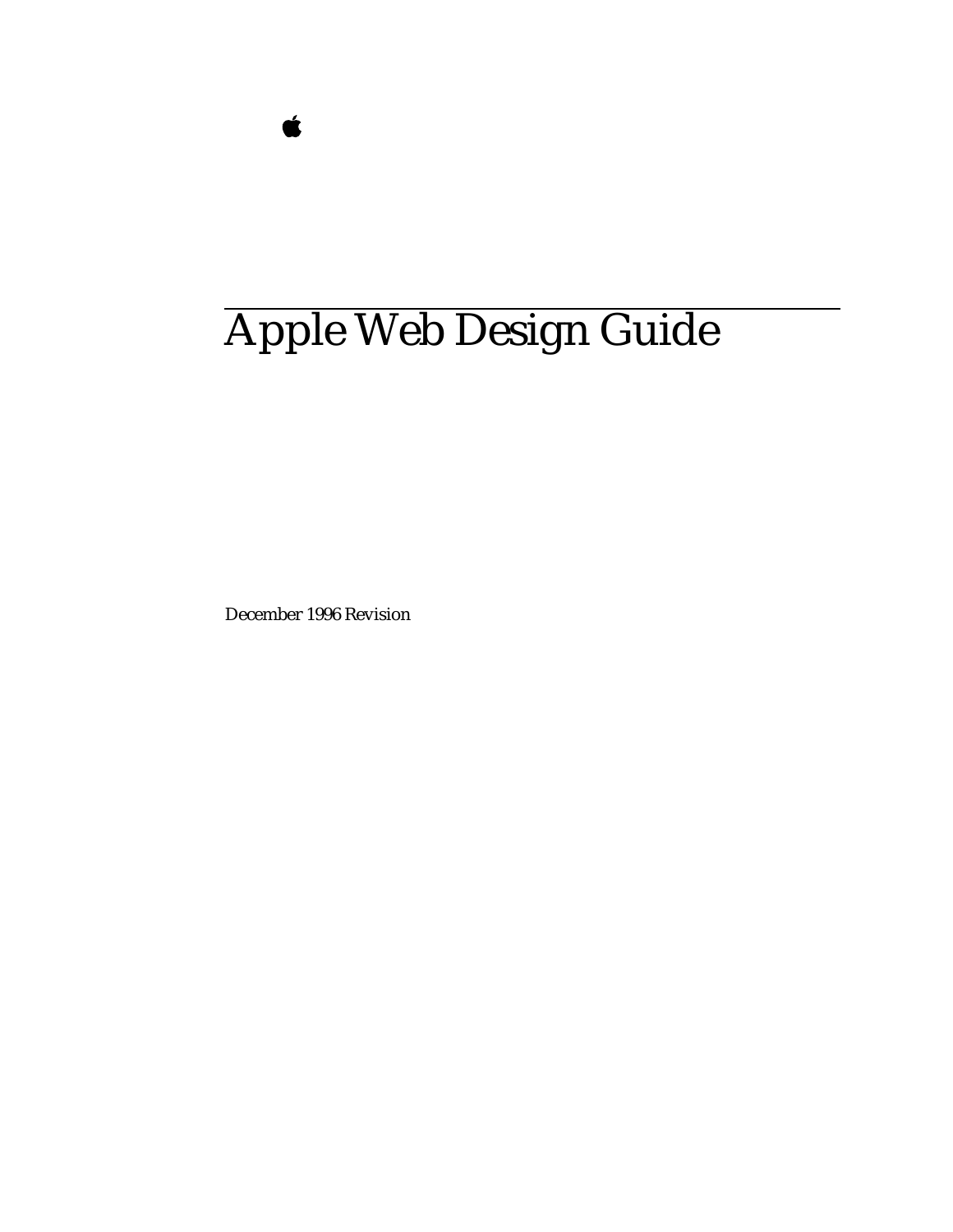# Apple Web Design Guide

December 1996 Revision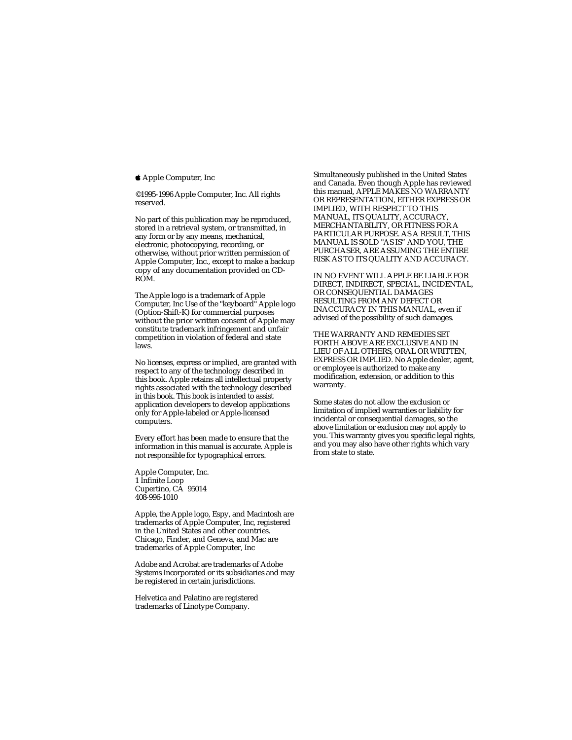Apple Computer, Inc

©1995-1996 Apple Computer, Inc. All rights reserved.

No part of this publication may be reproduced, stored in a retrieval system, or transmitted, in any form or by any means, mechanical, electronic, photocopying, recording, or otherwise, without prior written permission of Apple Computer, Inc., except to make a backup copy of any documentation provided on CD-ROM.

The Apple logo is a trademark of Apple Computer, Inc Use of the "keyboard" Apple logo (Option-Shift-K) for commercial purposes without the prior written consent of Apple may constitute trademark infringement and unfair competition in violation of federal and state laws.

No licenses, express or implied, are granted with respect to any of the technology described in this book. Apple retains all intellectual property rights associated with the technology described in this book. This book is intended to assist application developers to develop applications only for Apple-labeled or Apple-licensed computers.

Every effort has been made to ensure that the information in this manual is accurate. Apple is not responsible for typographical errors.

Apple Computer, Inc.
1 Infinite Loop
Cupertino, CA 95014
408-996-1010

Apple, the Apple logo, Espy, and Macintosh are trademarks of Apple Computer, Inc, registered in the United States and other countries. Chicago, Finder, and Geneva, and Mac are trademarks of Apple Computer, Inc

Adobe and Acrobat are trademarks of Adobe Systems Incorporated or its subsidiaries and may be registered in certain jurisdictions.

Helvetica and Palatino are registered trademarks of Linotype Company.

Simultaneously published in the United States and Canada. Even though Apple has reviewed this manual, APPLE MAKES NO WARRANTY OR REPRESENTATION, EITHER EXPRESS OR IMPLIED, WITH RESPECT TO THIS MANUAL, ITS QUALITY, ACCURACY, MERCHANTABILITY, OR FITNESS FOR A PARTICULAR PURPOSE. AS A RESULT, THIS MANUAL IS SOLD "AS IS" AND YOU, THE PURCHASER, ARE ASSUMING THE ENTIRE RISK AS TO ITS QUALITY AND ACCURACY.

IN NO EVENT WILL APPLE BE LIABLE FOR DIRECT, INDIRECT, SPECIAL, INCIDENTAL, OR CONSEQUENTIAL DAMAGES RESULTING FROM ANY DEFECT OR INACCURACY IN THIS MANUAL, even if advised of the possibility of such damages.

THE WARRANTY AND REMEDIES SET FORTH ABOVE ARE EXCLUSIVE AND IN LIEU OF ALL OTHERS, ORAL OR WRITTEN, EXPRESS OR IMPLIED. No Apple dealer, agent, or employee is authorized to make any modification, extension, or addition to this warranty.

Some states do not allow the exclusion or limitation of implied warranties or liability for incidental or consequential damages, so the above limitation or exclusion may not apply to you. This warranty gives you specific legal rights, and you may also have other rights which vary from state to state.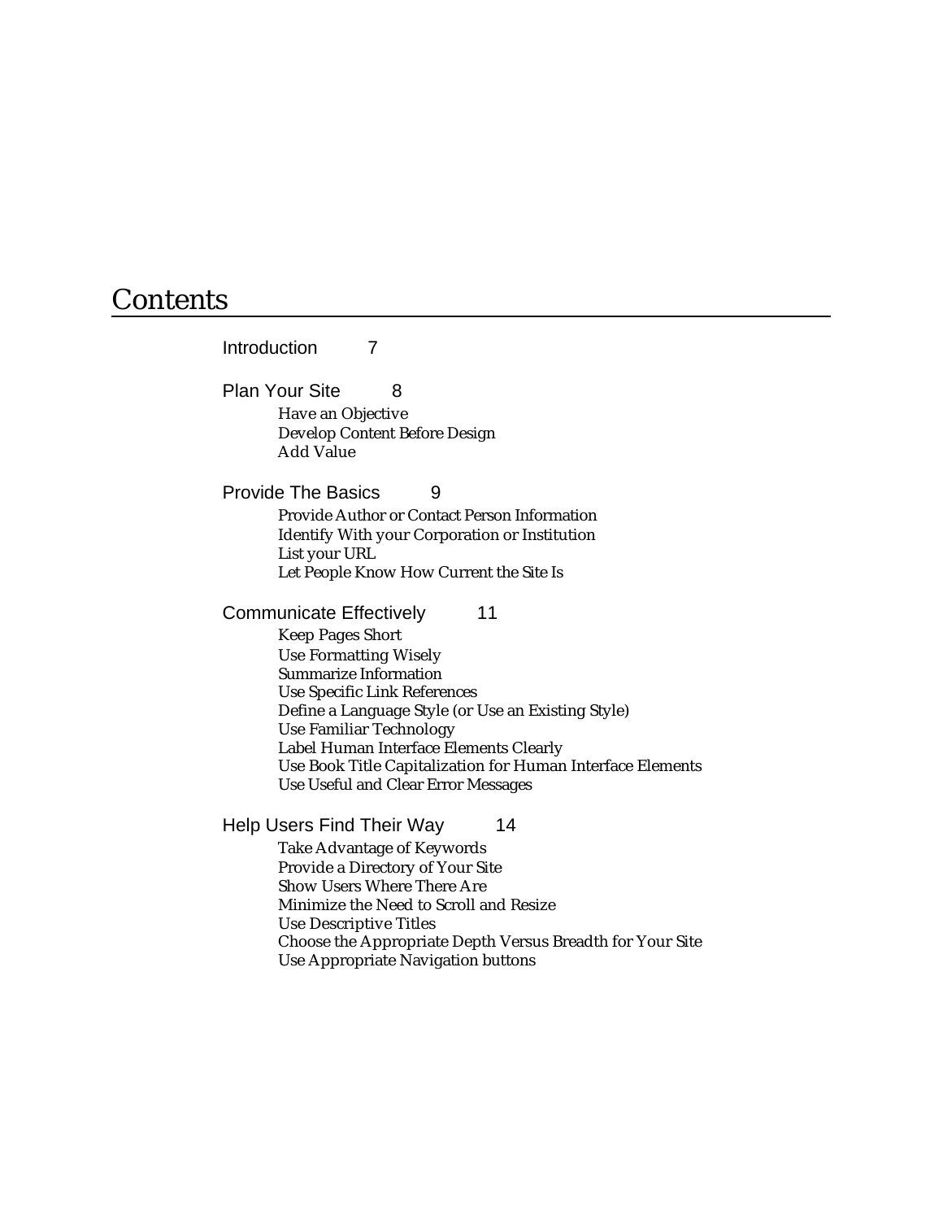# Contents

Introduction 7

Plan Your Site 8

- Have an Objective
- Develop Content Before Design
- Add Value

Provide The Basics 9

- Provide Author or Contact Person Information
- Identify With your Corporation or Institution
- List your URL
- Let People Know How Current the Site Is

Communicate Effectively 11

- Keep Pages Short
- Use Formatting Wisely
- Summarize Information
- Use Specific Link References
- Define a Language Style (or Use an Existing Style)
- Use Familiar Technology
- Label Human Interface Elements Clearly
- Use Book Title Capitalization for Human Interface Elements
- Use Useful and Clear Error Messages

Help Users Find Their Way 14

- Take Advantage of Keywords
- Provide a Directory of Your Site
- Show Users Where There Are
- Minimize the Need to Scroll and Resize
- Use Descriptive Titles
- Choose the Appropriate Depth Versus Breadth for Your Site
- Use Appropriate Navigation buttons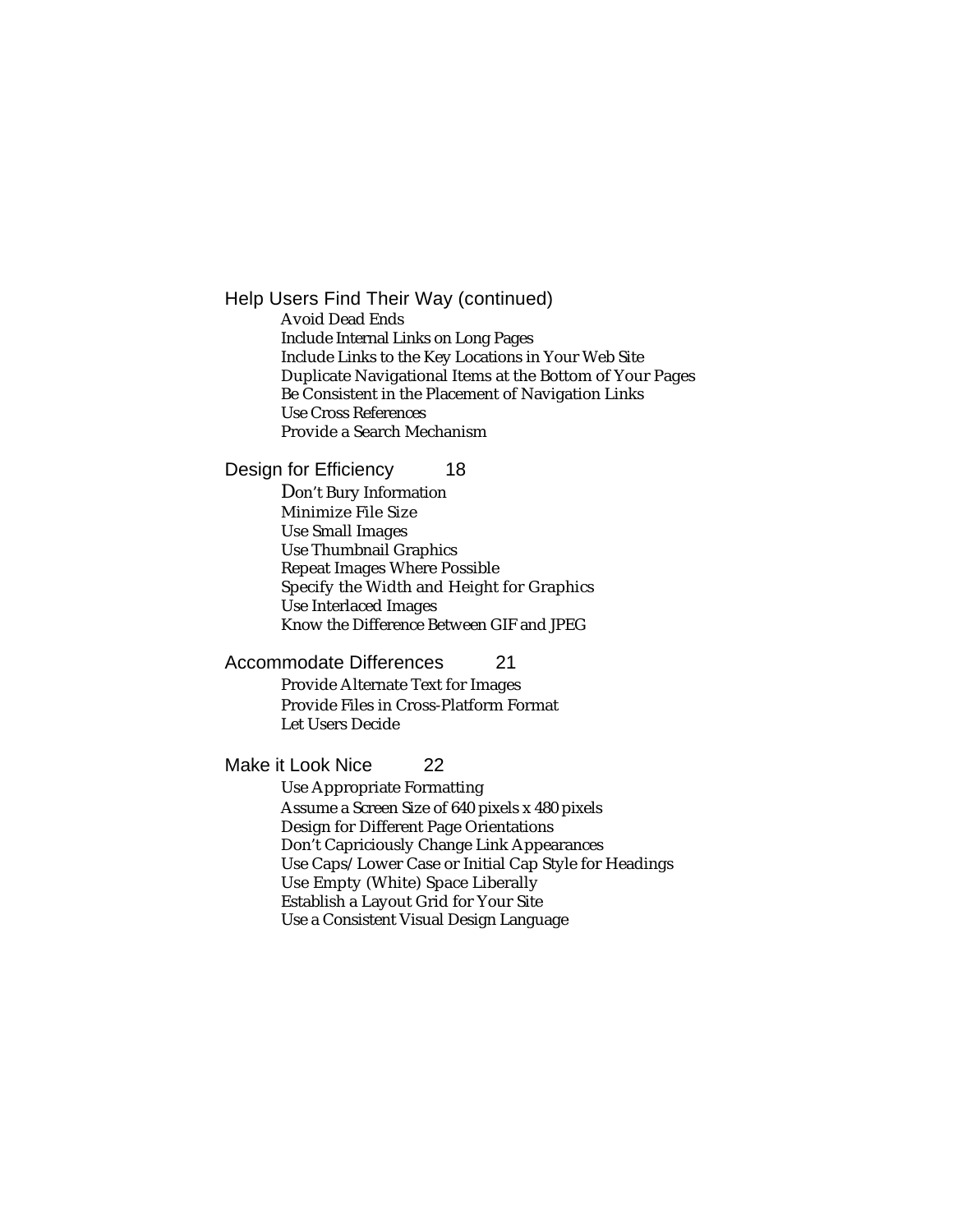Help Users Find Their Way (continued)

- Avoid Dead Ends
- Include Internal Links on Long Pages
- Include Links to the Key Locations in Your Web Site
- Duplicate Navigational Items at the Bottom of Your Pages
- Be Consistent in the Placement of Navigation Links
- Use Cross References
- Provide a Search Mechanism

Design for Efficiency 18

- Don't Bury Information
- Minimize File Size
- Use Small Images
- Use Thumbnail Graphics
- Repeat Images Where Possible
- Specify the Width and Height for Graphics
- Use Interlaced Images
- Know the Difference Between GIF and JPEG

Accommodate Differences 21

- Provide Alternate Text for Images
- Provide Files in Cross-Platform Format
- Let Users Decide

Make it Look Nice 22

- Use Appropriate Formatting
- Assume a Screen Size of 640 pixels x 480 pixels
- Design for Different Page Orientations
- Don't Capriciously Change Link Appearances
- Use Caps/Lower Case or Initial Cap Style for Headings
- Use Empty (White) Space Liberally
- Establish a Layout Grid for Your Site
- Use a Consistent Visual Design Language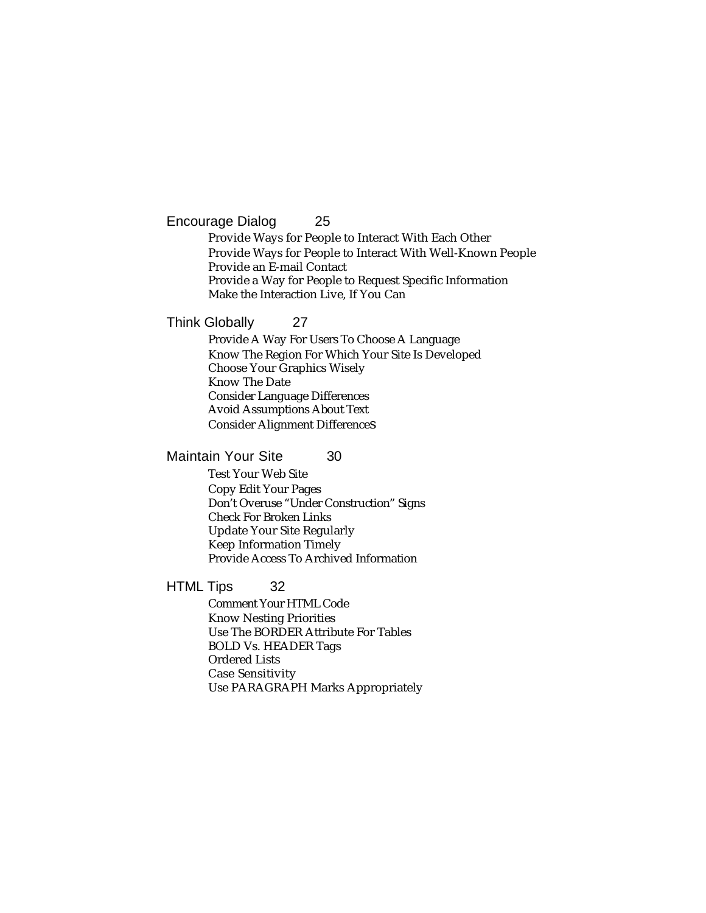Encouage Dialog 25

- Provide Ways for People to Interact With Each Other
- Provide Ways for People to Interact With Well-Known People
- Provide an E-mail Contact
- Provide a Way for People to Request Specific Information
- Make the Interaction Live, If You Can

Think Globally 27

- Provide A Way For Users To Choose A Language
- Know The Region For Which Your Site Is Developed
- Choose Your Graphics Wisely
- Know The Date
- Consider Language Differences
- Avoid Assumptions About Text
- Consider Alignment Differences

Maintain Your Site 30

- Test Your Web Site
- Copy Edit Your Pages
- Don't Overuse "Under Construction" Signs
- Check For Broken Links
- Update Your Site Regularly
- Keep Information Timely
- Provide Access To Archived Information

HTML Tips 32

- Comment Your HTML Code
- Know Nesting Priorities
- Use The BORDER Attribute For Tables
- BOLD Vs. HEADER Tags
- Ordered Lists
- Case Sensitivity
- Use PARAGRAPH Marks Appropriately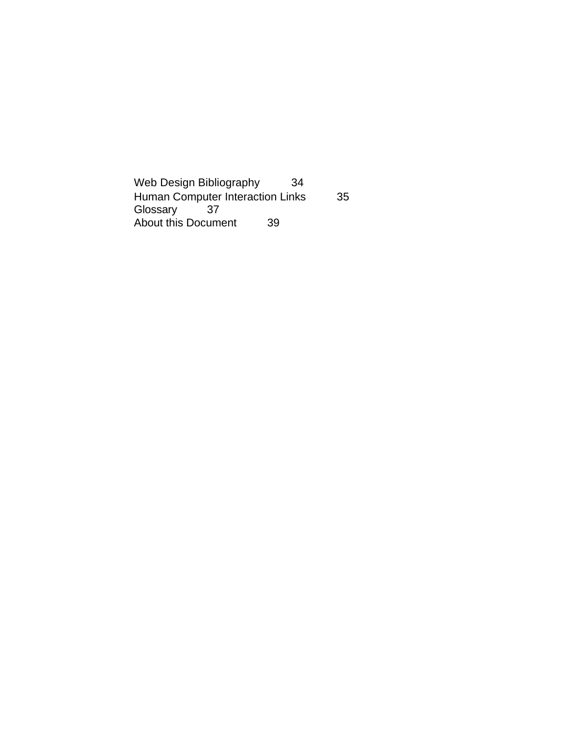Web Design Bibliography 34
Human Computer Interaction Links 35
Glossary 37
About this Document 39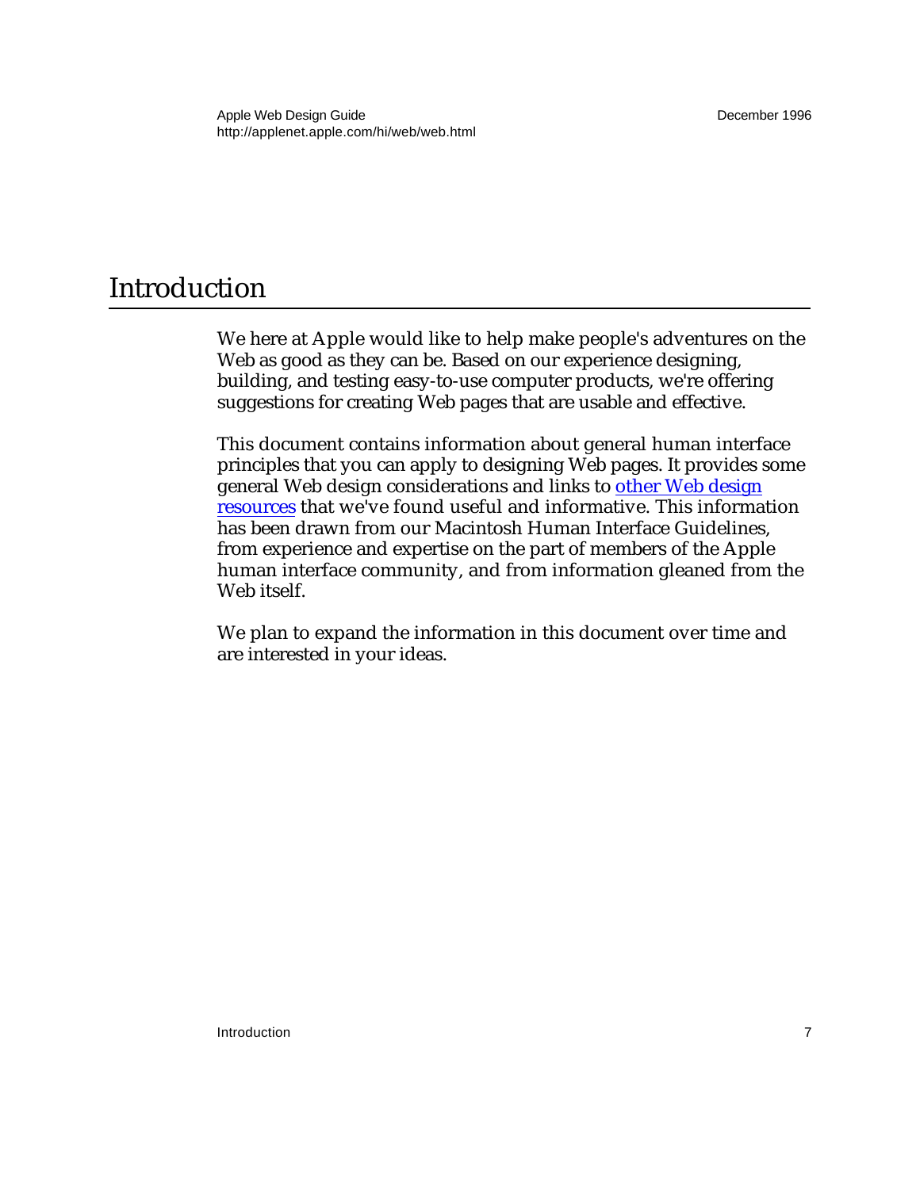# Introduction

We here at Apple would like to help make people's adventures on the Web as good as they can be. Based on our experience designing, building, and testing easy-to-use computer products, we're offering suggestions for creating Web pages that are usable and effective.

This document contains information about general human interface principles that you can apply to designing Web pages. It provides some general Web design considerations and links to other Web design resources that we've found useful and informative. This information has been drawn from our Macintosh Human Interface Guidelines, from experience and expertise on the part of members of the Apple human interface community, and from information gleaned from the Web itself.

We plan to expand the information in this document over time and are interested in your ideas.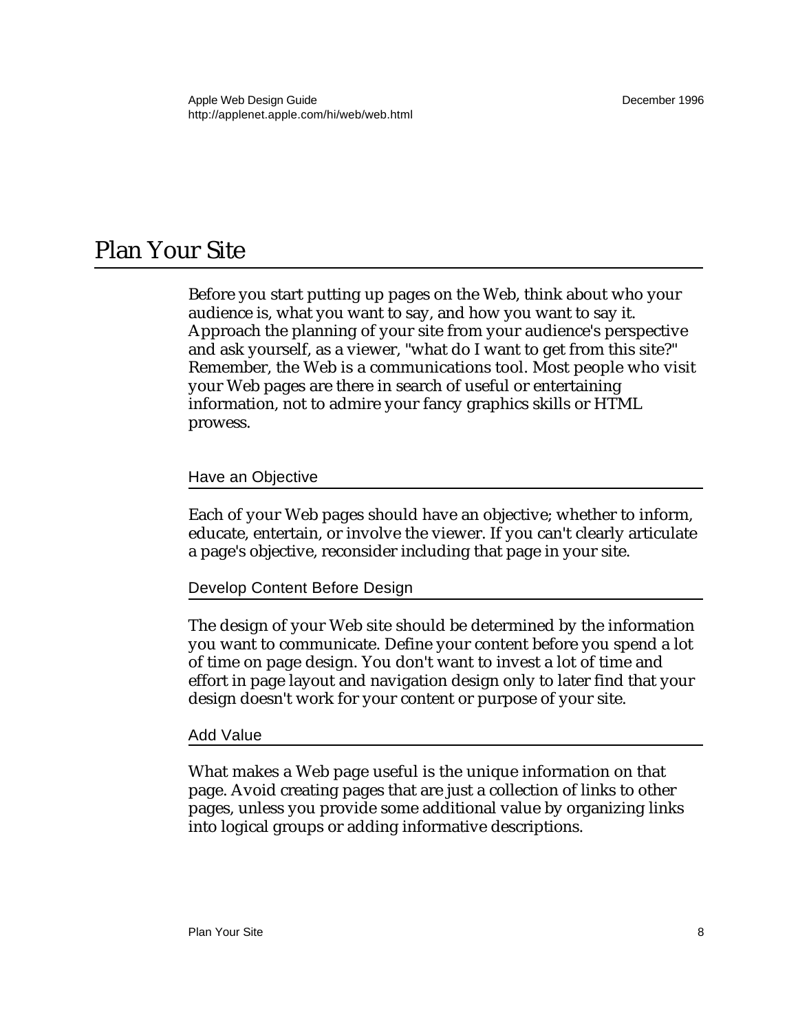# Plan Your Site

Before you start putting up pages on the Web, think about who your audience is, what you want to say, and how you want to say it. Approach the planning of your site from your audience's perspective and ask yourself, as a viewer, "what do I want to get from this site?" Remember, the Web is a communications tool. Most people who visit your Web pages are there in search of useful or entertaining information, not to admire your fancy graphics skills or HTML prowess.

## Have an Objective

Each of your Web pages should have an objective; whether to inform, educate, entertain, or involve the viewer. If you can't clearly articulate a page's objective, reconsider including that page in your site.

## Develop Content Before Design

The design of your Web site should be determined by the information you want to communicate. Define your content before you spend a lot of time on page design. You don't want to invest a lot of time and effort in page layout and navigation design only to later find that your design doesn't work for your content or purpose of your site.

## Add Value

What makes a Web page useful is the unique information on that page. Avoid creating pages that are just a collection of links to other pages, unless you provide some additional value by organizing links into logical groups or adding informative descriptions.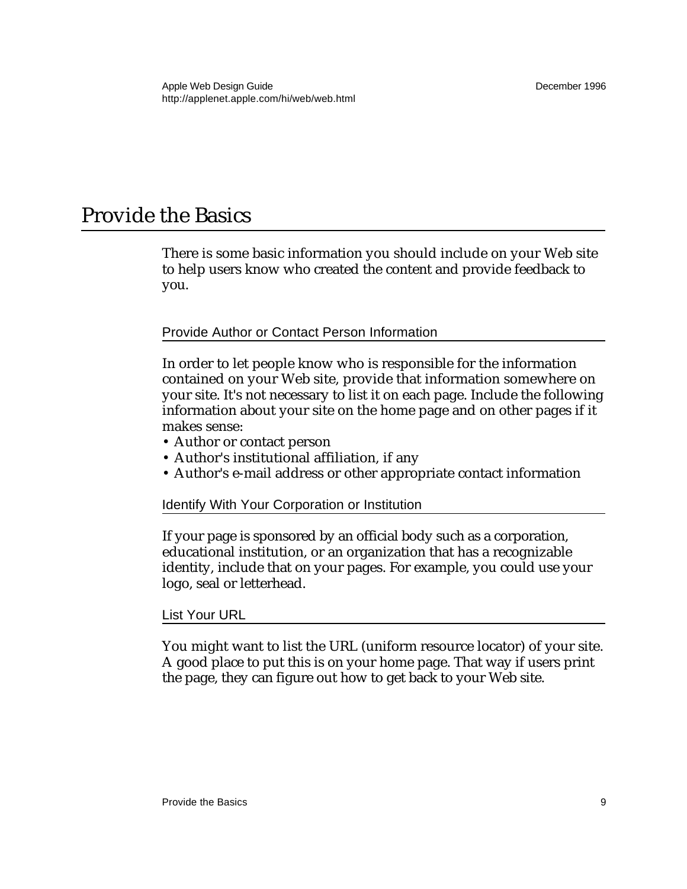# Provide the Basics

There is some basic information you should include on your Web site to help users know who created the content and provide feedback to you.

## Provide Author or Contact Person Information

In order to let people know who is responsible for the information contained on your Web site, provide that information somewhere on your site. It's not necessary to list it on each page. Include the following information about your site on the home page and on other pages if it makes sense:

- Author or contact person
- Author's institutional affiliation, if any
- Author's e-mail address or other appropriate contact information

## Identify With Your Corporation or Institution

If your page is sponsored by an official body such as a corporation, educational institution, or an organization that has a recognizable identity, include that on your pages. For example, you could use your logo, seal or letterhead.

## List Your URL

You might want to list the URL (uniform resource locator) of your site. A good place to put this is on your home page. That way if users print the page, they can figure out how to get back to your Web site.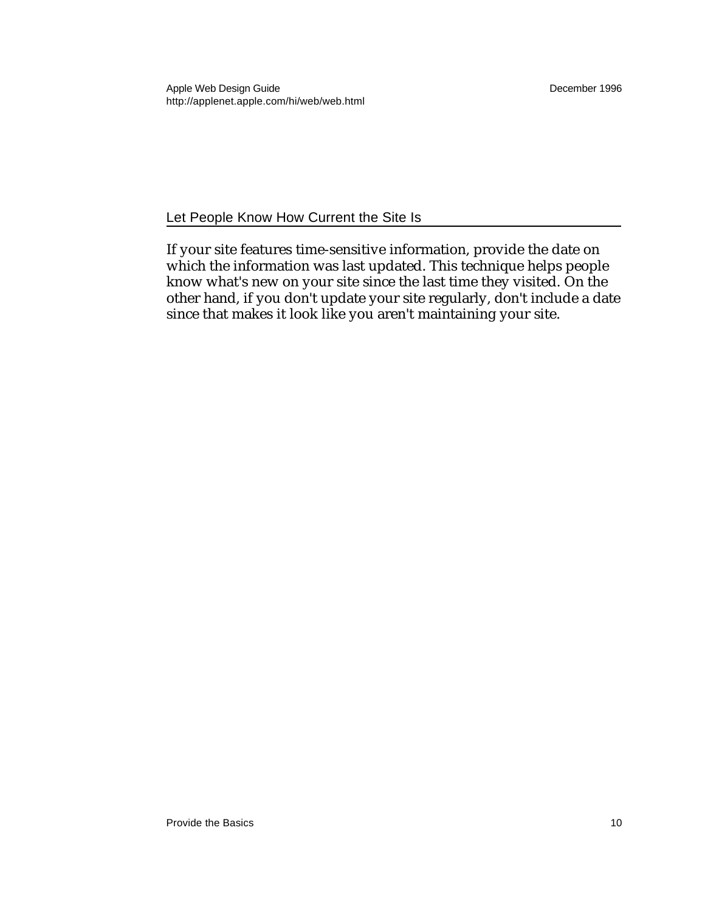## Let People Know How Current the Site Is

If your site features time-sensitive information, provide the date on which the information was last updated. This technique helps people know what's new on your site since the last time they visited. On the other hand, if you don't update your site regularly, don't include a date since that makes it look like you aren't maintaining your site.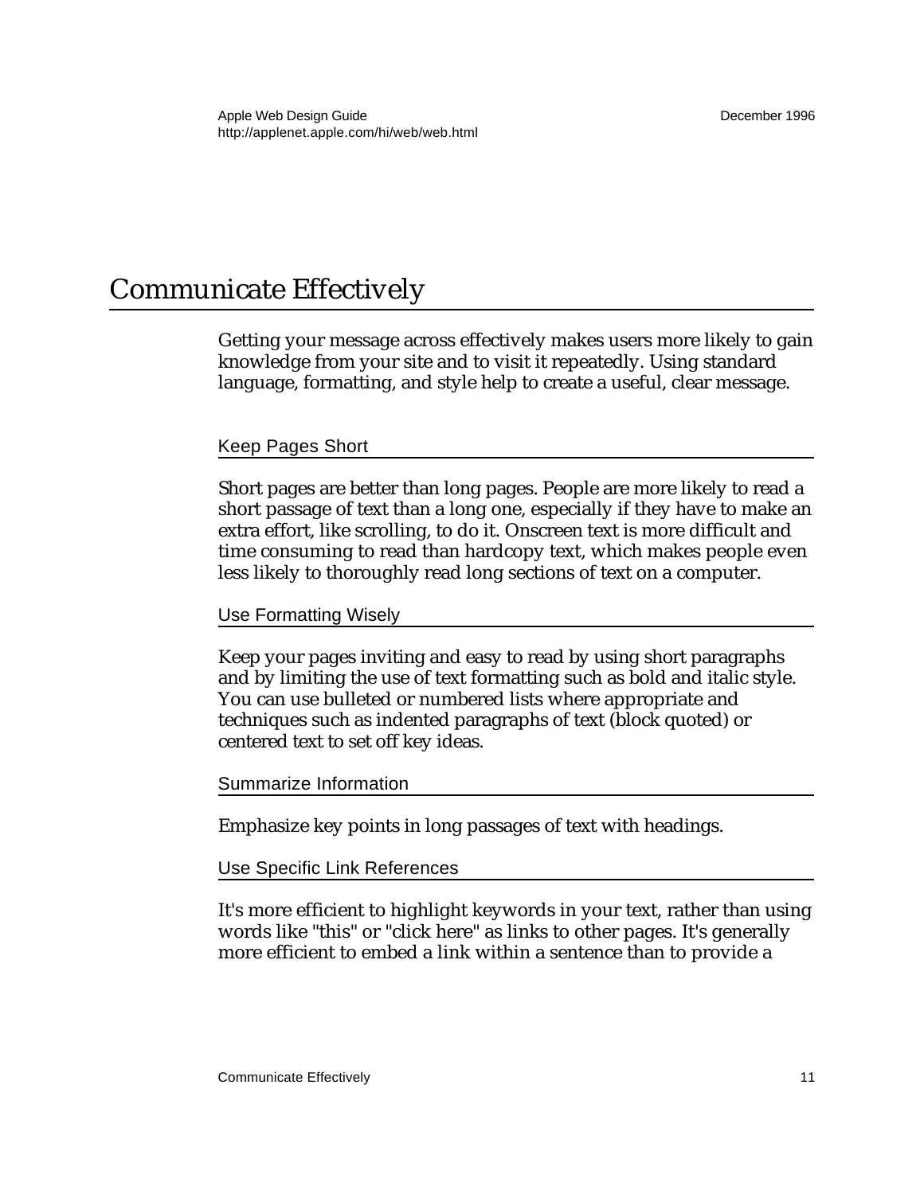# Communicate Effectively

Getting your message across effectively makes users more likely to gain knowledge from your site and to visit it repeatedly. Using standard language, formatting, and style help to create a useful, clear message.

## Keep Pages Short

Short pages are better than long pages. People are more likely to read a short passage of text than a long one, especially if they have to make an extra effort, like scrolling, to do it. Onscreen text is more difficult and time consuming to read than hardcopy text, which makes people even less likely to thoroughly read long sections of text on a computer.

## Use Formatting Wisely

Keep your pages inviting and easy to read by using short paragraphs and by limiting the use of text formatting such as bold and italic style. You can use bulleted or numbered lists where appropriate and techniques such as indented paragraphs of text (block quoted) or centered text to set off key ideas.

## Summarize Information

Emphasize key points in long passages of text with headings.

## Use Specific Link References

It's more efficient to highlight keywords in your text, rather than using words like "this" or "click here" as links to other pages. It's generally more efficient to embed a link within a sentence than to provide a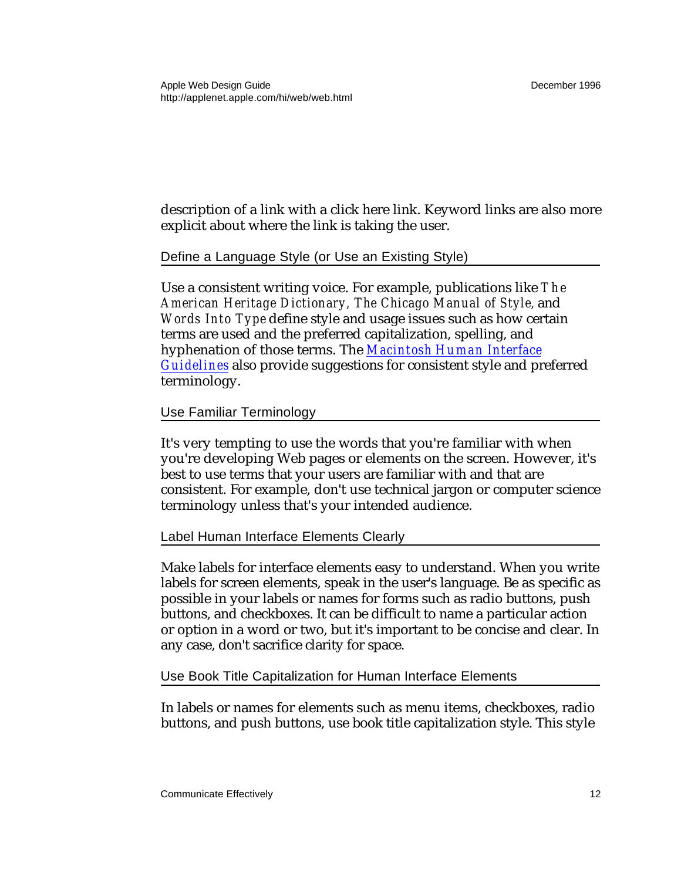description of a link with a click here link. Keyword links are also more explicit about where the link is taking the user.

### Define a Language Style (or Use an Existing Style)

Use a consistent writing voice. For example, publications like *The American Heritage Dictionary*, *The Chicago Manual of Style*, and *Words Into Type* define style and usage issues such as how certain terms are used and the preferred capitalization, spelling, and hyphenation of those terms. The *Macintosh Human Interface Guidelines* also provide suggestions for consistent style and preferred terminology.

### Use Familiar Terminology

It's very tempting to use the words that you're familiar with when you're developing Web pages or elements on the screen. However, it's best to use terms that your users are familiar with and that are consistent. For example, don't use technical jargon or computer science terminology unless that's your intended audience.

### Label Human Interface Elements Clearly

Make labels for interface elements easy to understand. When you write labels for screen elements, speak in the user's language. Be as specific as possible in your labels or names for forms such as radio buttons, push buttons, and checkboxes. It can be difficult to name a particular action or option in a word or two, but it's important to be concise and clear. In any case, don't sacrifice clarity for space.

### Use Book Title Capitalization for Human Interface Elements

In labels or names for elements such as menu items, checkboxes, radio buttons, and push buttons, use book title capitalization style. This style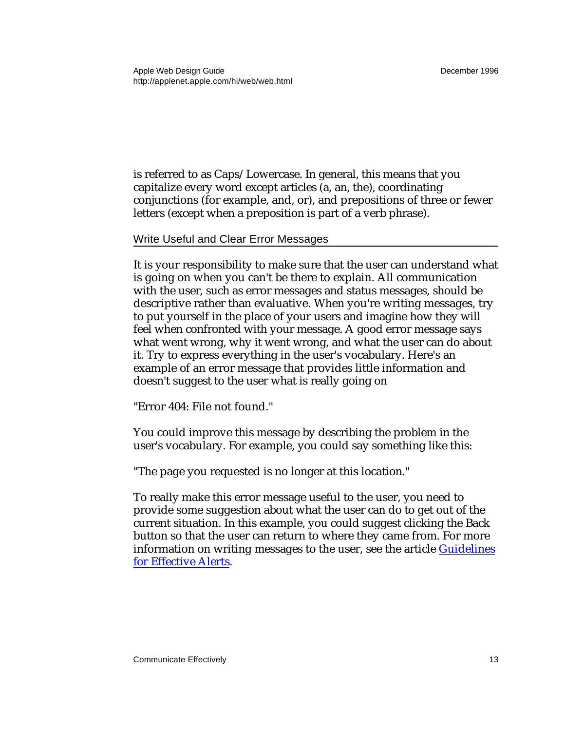is referred to as Caps/Lowercase. In general, this means that you capitalize every word except articles (a, an, the), coordinating conjunctions (for example, and, or), and prepositions of three or fewer letters (except when a preposition is part of a verb phrase).

## Write Useful and Clear Error Messages

It is your responsibility to make sure that the user can understand what is going on when you can't be there to explain. All communication with the user, such as error messages and status messages, should be descriptive rather than evaluative. When you're writing messages, try to put yourself in the place of your users and imagine how they will feel when confronted with your message. A good error message says what went wrong, why it went wrong, and what the user can do about it. Try to express everything in the user's vocabulary. Here's an example of an error message that provides little information and doesn't suggest to the user what is really going on

"Error 404: File not found."

You could improve this message by describing the problem in the user's vocabulary. For example, you could say something like this:

"The page you requested is no longer at this location."

To really make this error message useful to the user, you need to provide some suggestion about what the user can do to get out of the current situation. In this example, you could suggest clicking the Back button so that the user can return to where they came from. For more information on writing messages to the user, see the article [Guidelines for Effective Alerts](Guidelines for Effective Alerts).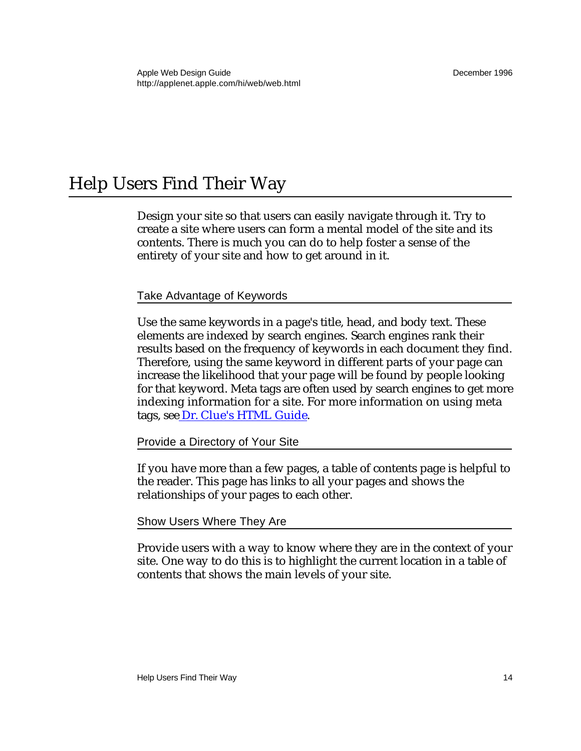# Help Users Find Their Way

Design your site so that users can easily navigate through it. Try to create a site where users can form a mental model of the site and its contents. There is much you can do to help foster a sense of the entirety of your site and how to get around in it.

## Take Advantage of Keywords

Use the same keywords in a page's title, head, and body text. These elements are indexed by search engines. Search engines rank their results based on the frequency of keywords in each document they find. Therefore, using the same keyword in different parts of your page can increase the likelihood that your page will be found by people looking for that keyword. Meta tags are often used by search engines to get more indexing information for a site. For more information on using meta tags, see Dr. Clue's HTML Guide.

## Provide a Directory of Your Site

If you have more than a few pages, a table of contents page is helpful to the reader. This page has links to all your pages and shows the relationships of your pages to each other.

## Show Users Where They Are

Provide users with a way to know where they are in the context of your site. One way to do this is to highlight the current location in a table of contents that shows the main levels of your site.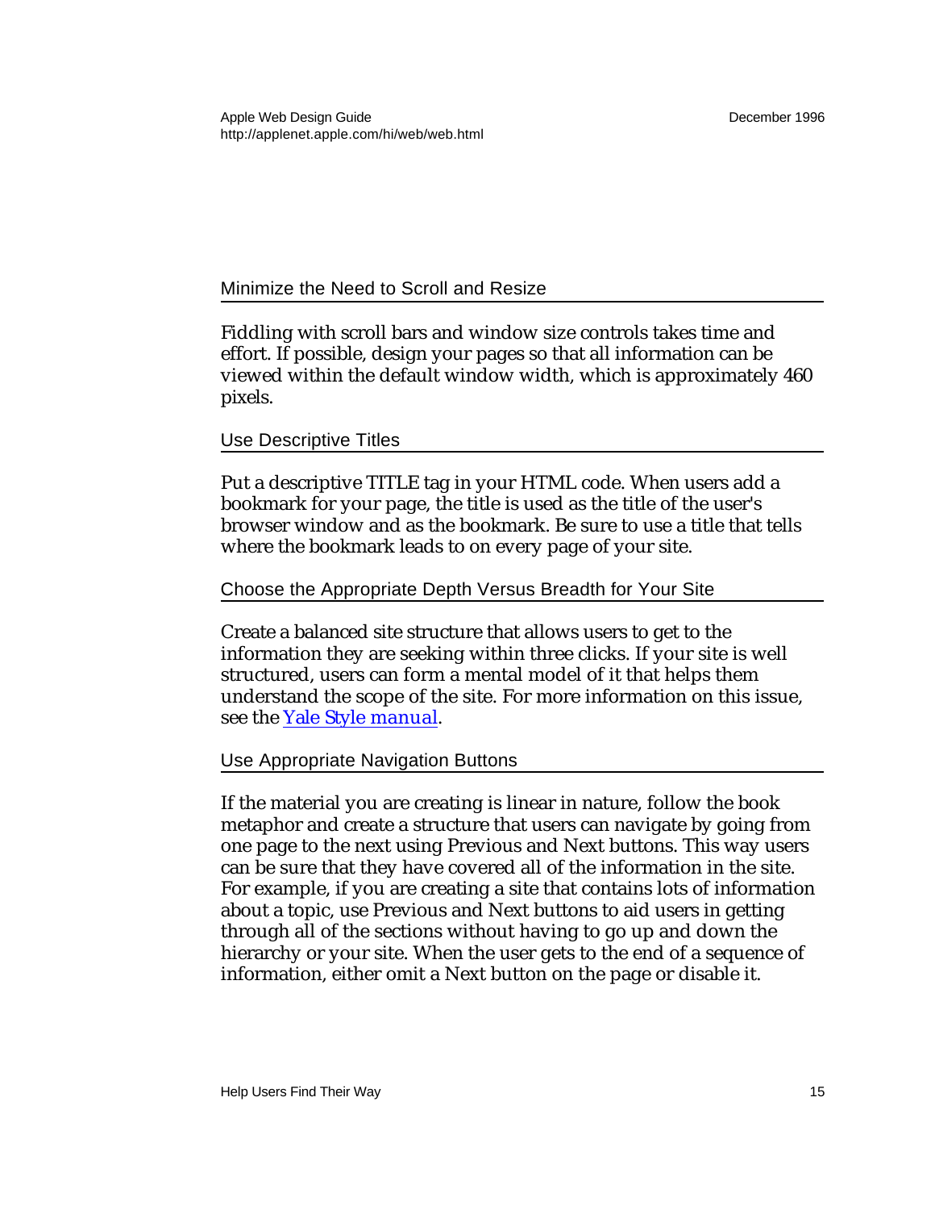## Minimize the Need to Scroll and Resize

Fiddling with scroll bars and window size controls takes time and effort. If possible, design your pages so that all information can be viewed within the default window width, which is approximately 460 pixels.

## Use Descriptive Titles

Put a descriptive TITLE tag in your HTML code. When users add a bookmark for your page, the title is used as the title of the user's browser window and as the bookmark. Be sure to use a title that tells where the bookmark leads to on every page of your site.

## Choose the Appropriate Depth Versus Breadth for Your Site

Create a balanced site structure that allows users to get to the information they are seeking within three clicks. If your site is well structured, users can form a mental model of it that helps them understand the scope of the site. For more information on this issue, see the Yale Style manual.

## Use Appropriate Navigation Buttons

If the material you are creating is linear in nature, follow the book metaphor and create a structure that users can navigate by going from one page to the next using Previous and Next buttons. This way users can be sure that they have covered all of the information in the site. For example, if you are creating a site that contains lots of information about a topic, use Previous and Next buttons to aid users in getting through all of the sections without having to go up and down the hierarchy or your site. When the user gets to the end of a sequence of information, either omit a Next button on the page or disable it.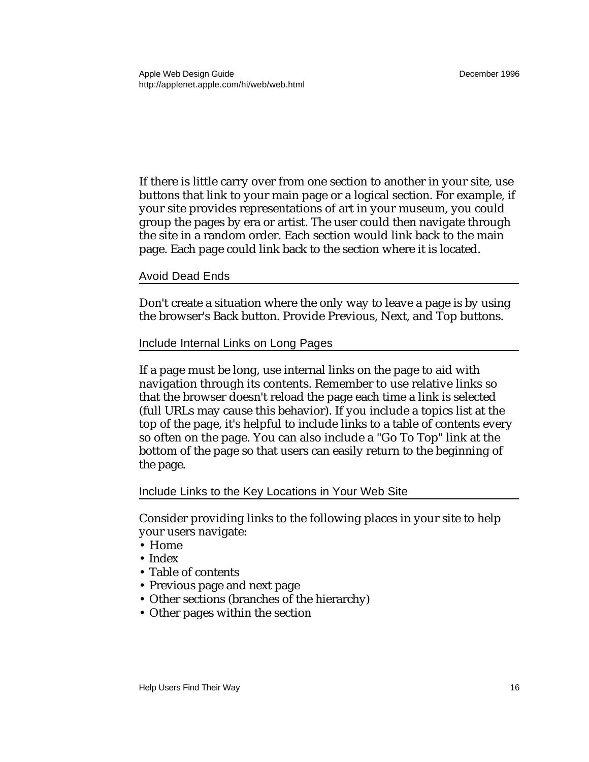If there is little carry over from one section to another in your site, use buttons that link to your main page or a logical section. For example, if your site provides representations of art in your museum, you could group the pages by era or artist. The user could then navigate through the site in a random order. Each section would link back to the main page. Each page could link back to the section where it is located.

### Avoid Dead Ends

Don't create a situation where the only way to leave a page is by using the browser's Back button. Provide Previous, Next, and Top buttons.

### Include Internal Links on Long Pages

If a page must be long, use internal links on the page to aid with navigation through its contents. Remember to use relative links so that the browser doesn't reload the page each time a link is selected (full URLs may cause this behavior). If you include a topics list at the top of the page, it's helpful to include links to a table of contents every so often on the page. You can also include a "Go To Top" link at the bottom of the page so that users can easily return to the beginning of the page.

### Include Links to the Key Locations in Your Web Site

Consider providing links to the following places in your site to help your users navigate:

- Home
- Index
- Table of contents
- Previous page and next page
- Other sections (branches of the hierarchy)
- Other pages within the section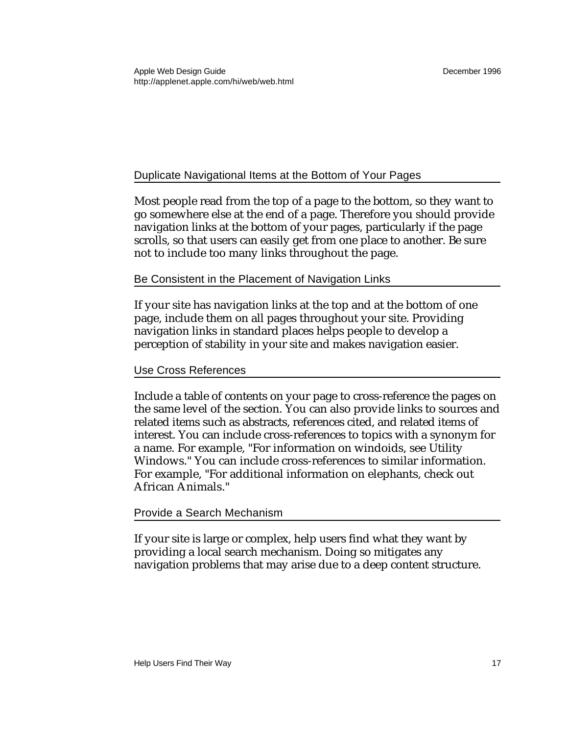## Duplicate Navigational Items at the Bottom of Your Pages

Most people read from the top of a page to the bottom, so they want to go somewhere else at the end of a page. Therefore you should provide navigation links at the bottom of your pages, particularly if the page scrolls, so that users can easily get from one place to another. Be sure not to include too many links throughout the page.

## Be Consistent in the Placement of Navigation Links

If your site has navigation links at the top and at the bottom of one page, include them on all pages throughout your site. Providing navigation links in standard places helps people to develop a perception of stability in your site and makes navigation easier.

## Use Cross References

Include a table of contents on your page to cross-reference the pages on the same level of the section. You can also provide links to sources and related items such as abstracts, references cited, and related items of interest. You can include cross-references to topics with a synonym for a name. For example, "For information on windoids, see Utility Windows." You can include cross-references to similar information. For example, "For additional information on elephants, check out African Animals."

## Provide a Search Mechanism

If your site is large or complex, help users find what they want by providing a local search mechanism. Doing so mitigates any navigation problems that may arise due to a deep content structure.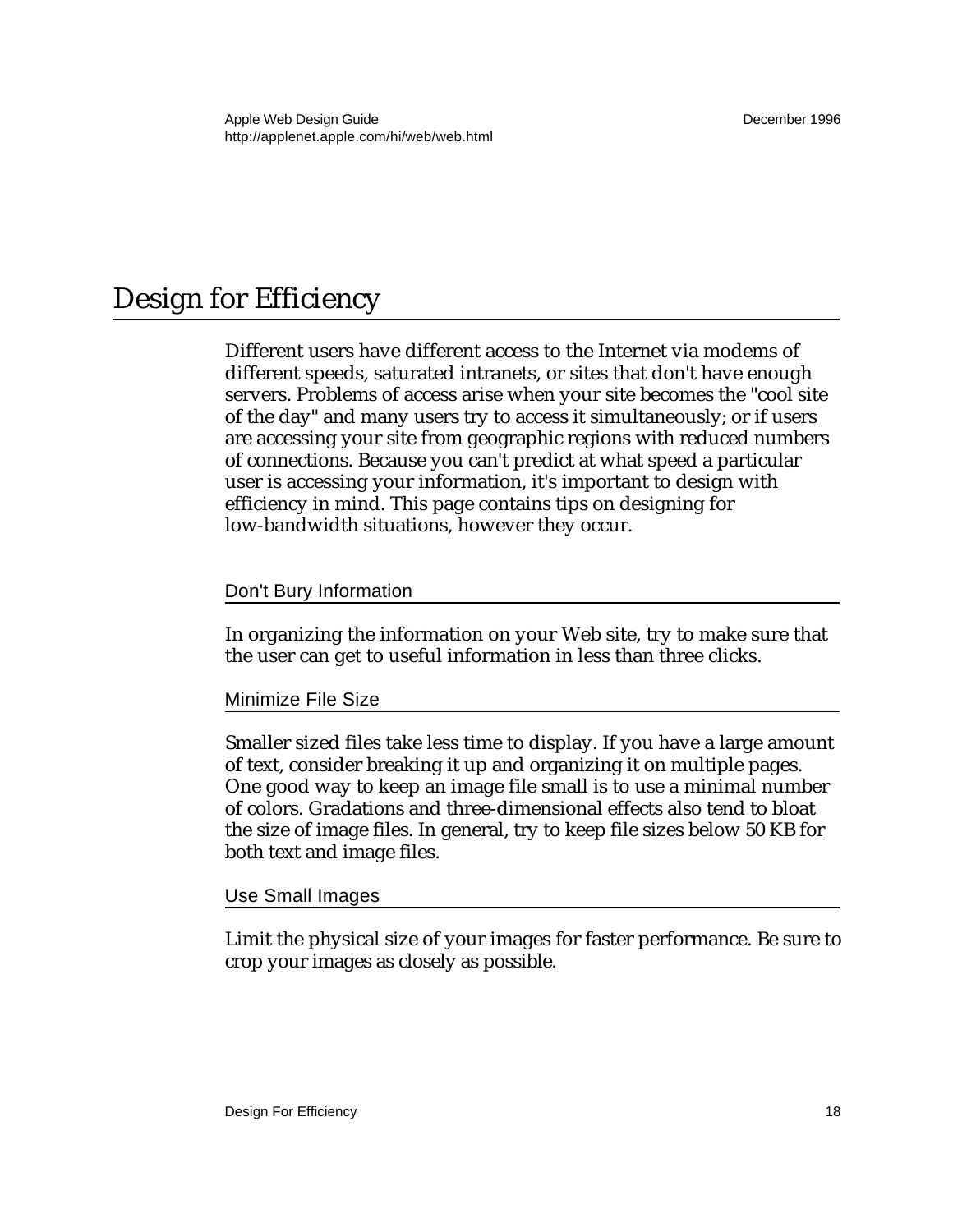# Design for Efficiency

Different users have different access to the Internet via modems of different speeds, saturated intranets, or sites that don't have enough servers. Problems of access arise when your site becomes the "cool site of the day" and many users try to access it simultaneously; or if users are accessing your site from geographic regions with reduced numbers of connections. Because you can't predict at what speed a particular user is accessing your information, it's important to design with efficiency in mind. This page contains tips on designing for low-bandwidth situations, however they occur.

## Don't Bury Information

In organizing the information on your Web site, try to make sure that the user can get to useful information in less than three clicks.

## Minimize File Size

Smaller sized files take less time to display. If you have a large amount of text, consider breaking it up and organizing it on multiple pages. One good way to keep an image file small is to use a minimal number of colors. Gradations and three-dimensional effects also tend to bloat the size of image files. In general, try to keep file sizes below 50 KB for both text and image files.

## Use Small Images

Limit the physical size of your images for faster performance. Be sure to crop your images as closely as possible.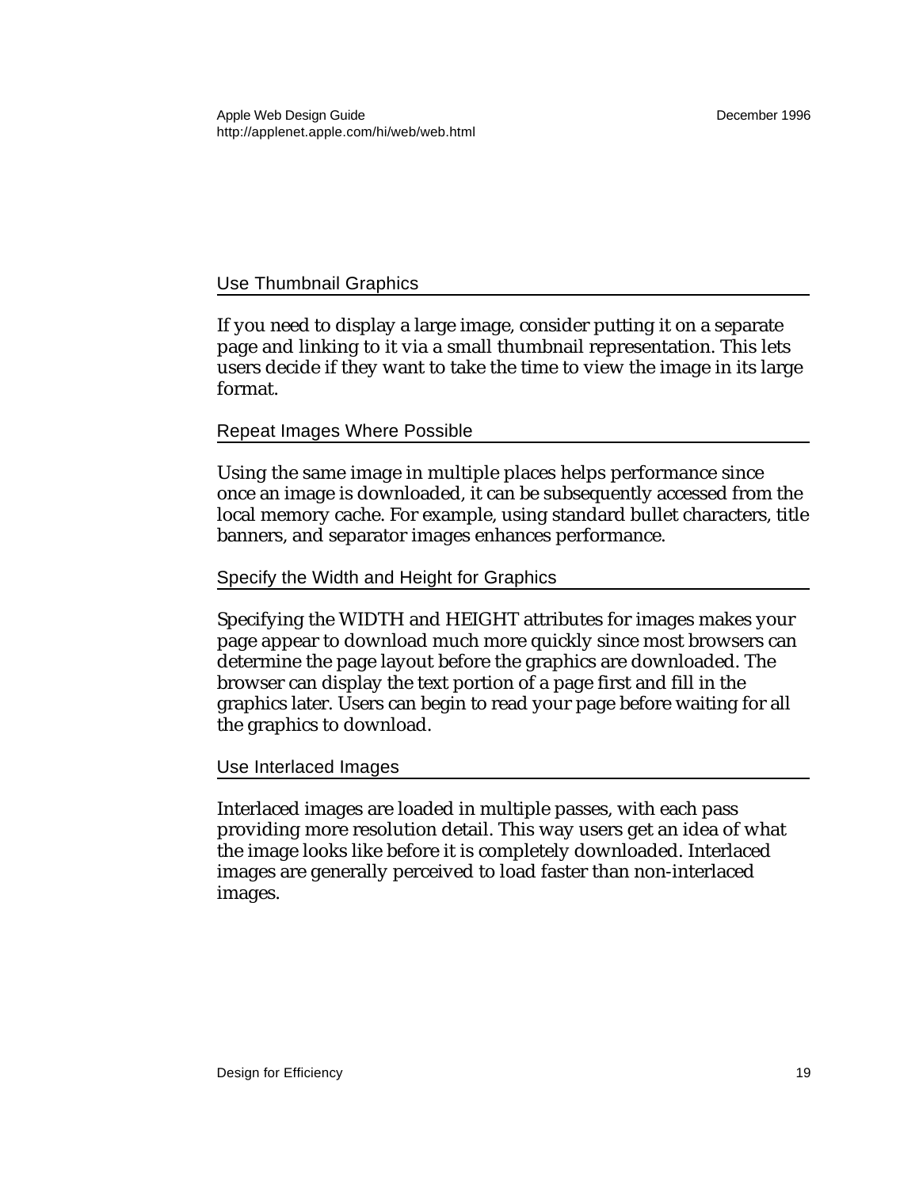## Use Thumbnail Graphics

If you need to display a large image, consider putting it on a separate page and linking to it via a small thumbnail representation. This lets users decide if they want to take the time to view the image in its large format.

## Repeat Images Where Possible

Using the same image in multiple places helps performance since once an image is downloaded, it can be subsequently accessed from the local memory cache. For example, using standard bullet characters, title banners, and separator images enhances performance.

## Specify the Width and Height for Graphics

Specifying the WIDTH and HEIGHT attributes for images makes your page appear to download much more quickly since most browsers can determine the page layout before the graphics are downloaded. The browser can display the text portion of a page first and fill in the graphics later. Users can begin to read your page before waiting for all the graphics to download.

## Use Interlaced Images

Interlaced images are loaded in multiple passes, with each pass providing more resolution detail. This way users get an idea of what the image looks like before it is completely downloaded. Interlaced images are generally perceived to load faster than non-interlaced images.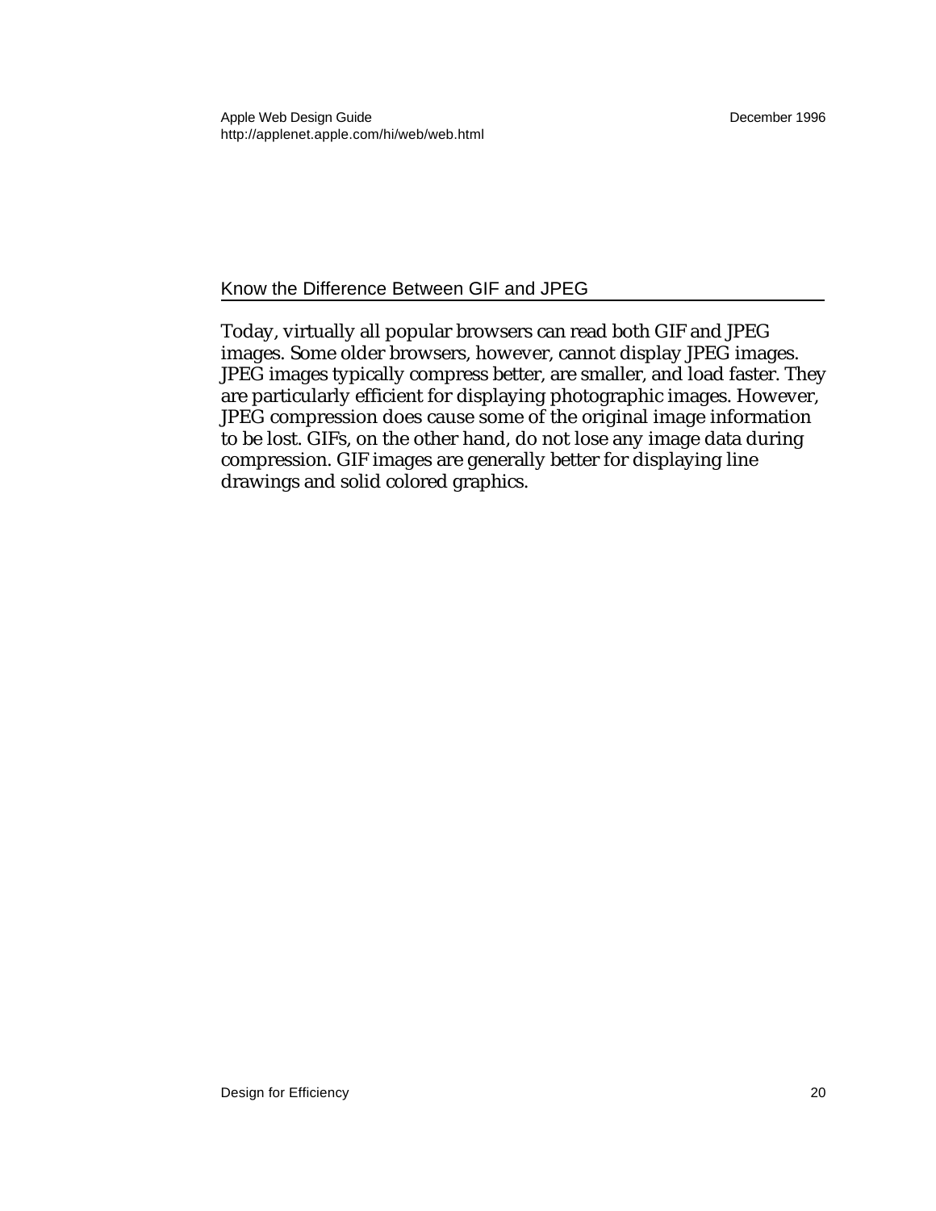## Know the Difference Between GIF and JPEG

Today, virtually all popular browsers can read both GIF and JPEG images. Some older browsers, however, cannot display JPEG images. JPEG images typically compress better, are smaller, and load faster. They are particularly efficient for displaying photographic images. However, JPEG compression does cause some of the original image information to be lost. GIFs, on the other hand, do not lose any image data during compression. GIF images are generally better for displaying line drawings and solid colored graphics.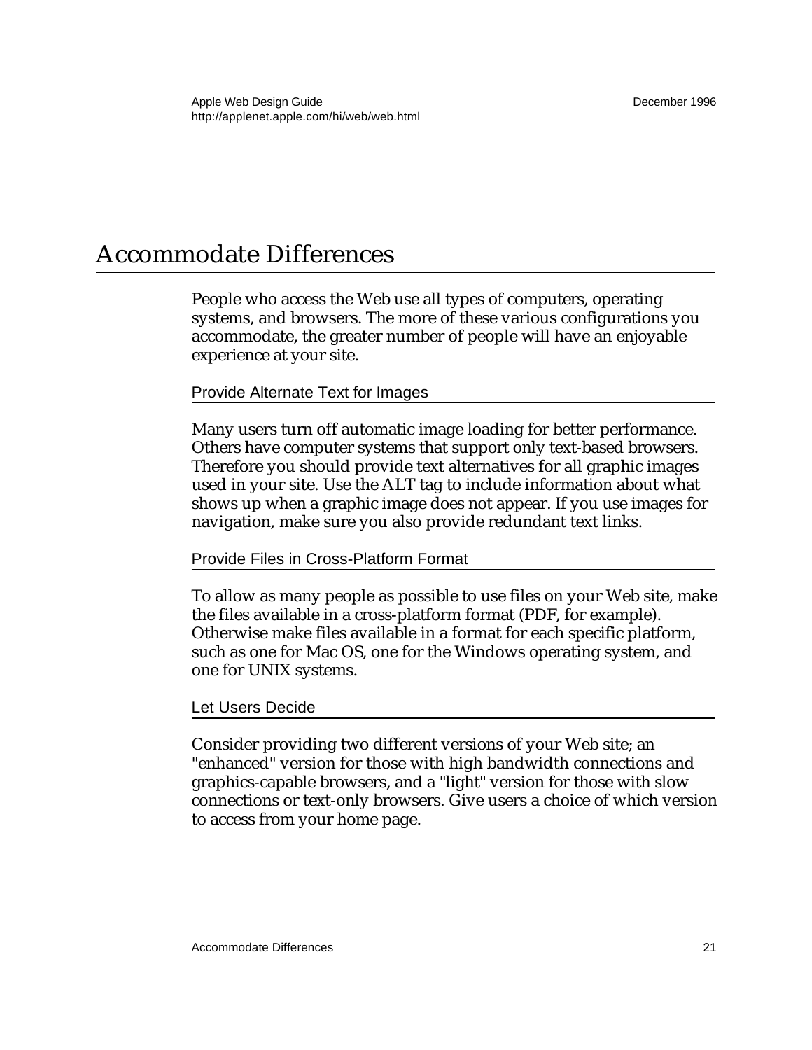# Accommodate Differences

People who access the Web use all types of computers, operating systems, and browsers. The more of these various configurations you accommodate, the greater number of people will have an enjoyable experience at your site.

## Provide Alternate Text for Images

Many users turn off automatic image loading for better performance. Others have computer systems that support only text-based browsers. Therefore you should provide text alternatives for all graphic images used in your site. Use the ALT tag to include information about what shows up when a graphic image does not appear. If you use images for navigation, make sure you also provide redundant text links.

## Provide Files in Cross-Platform Format

To allow as many people as possible to use files on your Web site, make the files available in a cross-platform format (PDF, for example). Otherwise make files available in a format for each specific platform, such as one for Mac OS, one for the Windows operating system, and one for UNIX systems.

## Let Users Decide

Consider providing two different versions of your Web site; an "enhanced" version for those with high bandwidth connections and graphics-capable browsers, and a "light" version for those with slow connections or text-only browsers. Give users a choice of which version to access from your home page.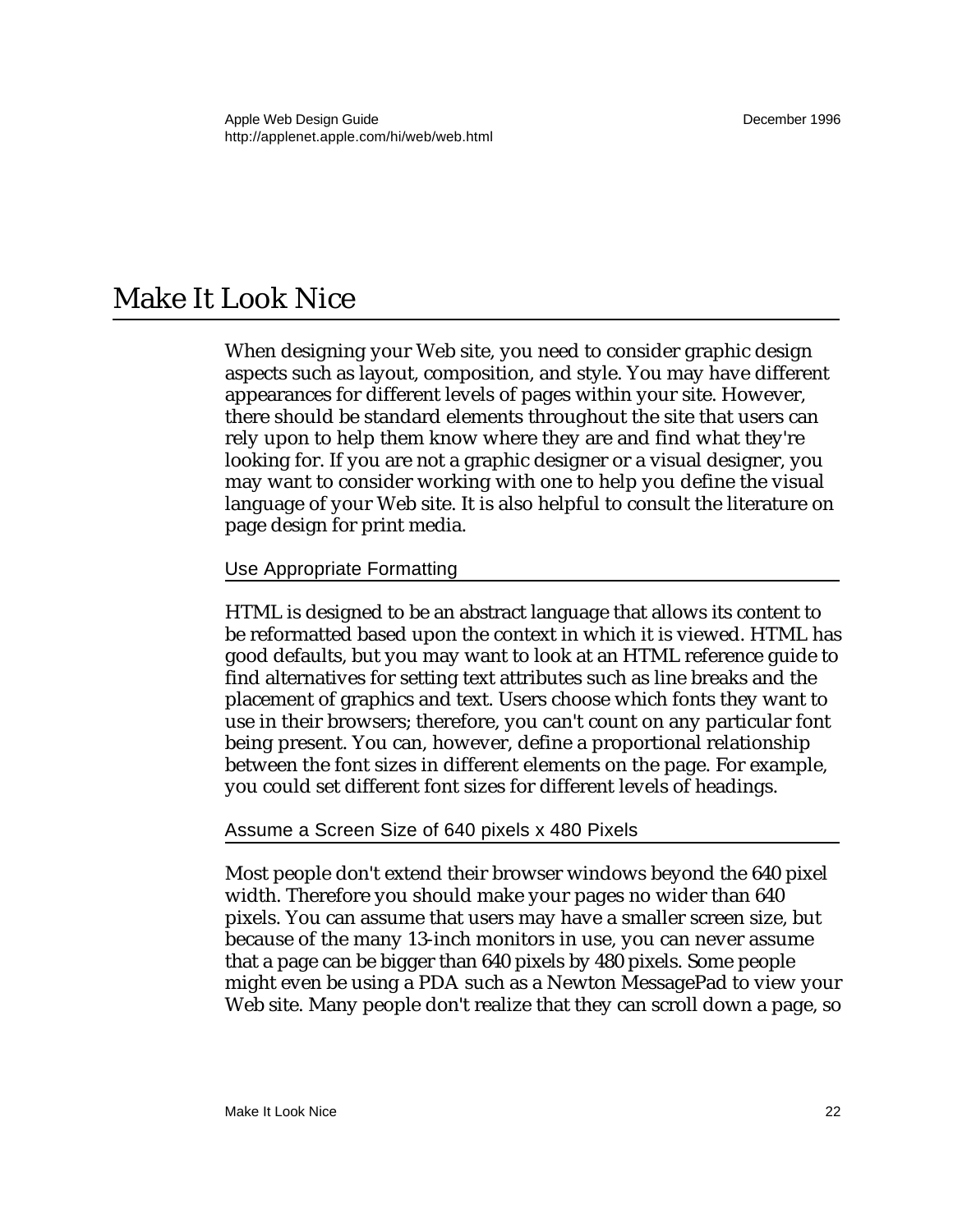# Make It Look Nice

When designing your Web site, you need to consider graphic design aspects such as layout, composition, and style. You may have different appearances for different levels of pages within your site. However, there should be standard elements throughout the site that users can rely upon to help them know where they are and find what they're looking for. If you are not a graphic designer or a visual designer, you may want to consider working with one to help you define the visual language of your Web site. It is also helpful to consult the literature on page design for print media.

## Use Appropriate Formatting

HTML is designed to be an abstract language that allows its content to be reformatted based upon the context in which it is viewed. HTML has good defaults, but you may want to look at an HTML reference guide to find alternatives for setting text attributes such as line breaks and the placement of graphics and text. Users choose which fonts they want to use in their browsers; therefore, you can't count on any particular font being present. You can, however, define a proportional relationship between the font sizes in different elements on the page. For example, you could set different font sizes for different levels of headings.

## Assume a Screen Size of 640 pixels x 480 Pixels

Most people don't extend their browser windows beyond the 640 pixel width. Therefore you should make your pages no wider than 640 pixels. You can assume that users may have a smaller screen size, but because of the many 13-inch monitors in use, you can never assume that a page can be bigger than 640 pixels by 480 pixels. Some people might even be using a PDA such as a Newton MessagePad to view your Web site. Many people don't realize that they can scroll down a page, so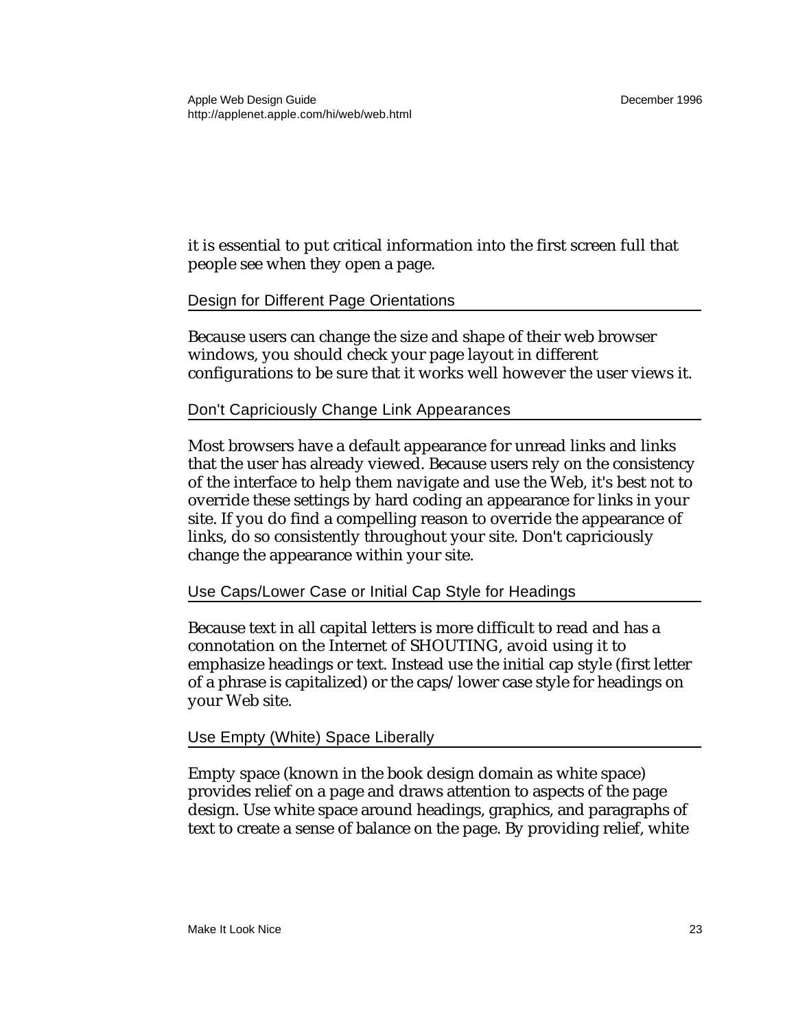it is essential to put critical information into the first screen full that people see when they open a page.

### Design for Different Page Orientations

Because users can change the size and shape of their web browser windows, you should check your page layout in different configurations to be sure that it works well however the user views it.

### Don't Capriciously Change Link Appearances

Most browsers have a default appearance for unread links and links that the user has already viewed. Because users rely on the consistency of the interface to help them navigate and use the Web, it's best not to override these settings by hard coding an appearance for links in your site. If you do find a compelling reason to override the appearance of links, do so consistently throughout your site. Don't capriciously change the appearance within your site.

### Use Caps/Lower Case or Initial Cap Style for Headings

Because text in all capital letters is more difficult to read and has a connotation on the Internet of SHOUTING, avoid using it to emphasize headings or text. Instead use the initial cap style (first letter of a phrase is capitalized) or the caps/ lower case style for headings on your Web site.

### Use Empty (White) Space Liberally

Empty space (known in the book design domain as white space) provides relief on a page and draws attention to aspects of the page design. Use white space around headings, graphics, and paragraphs of text to create a sense of balance on the page. By providing relief, white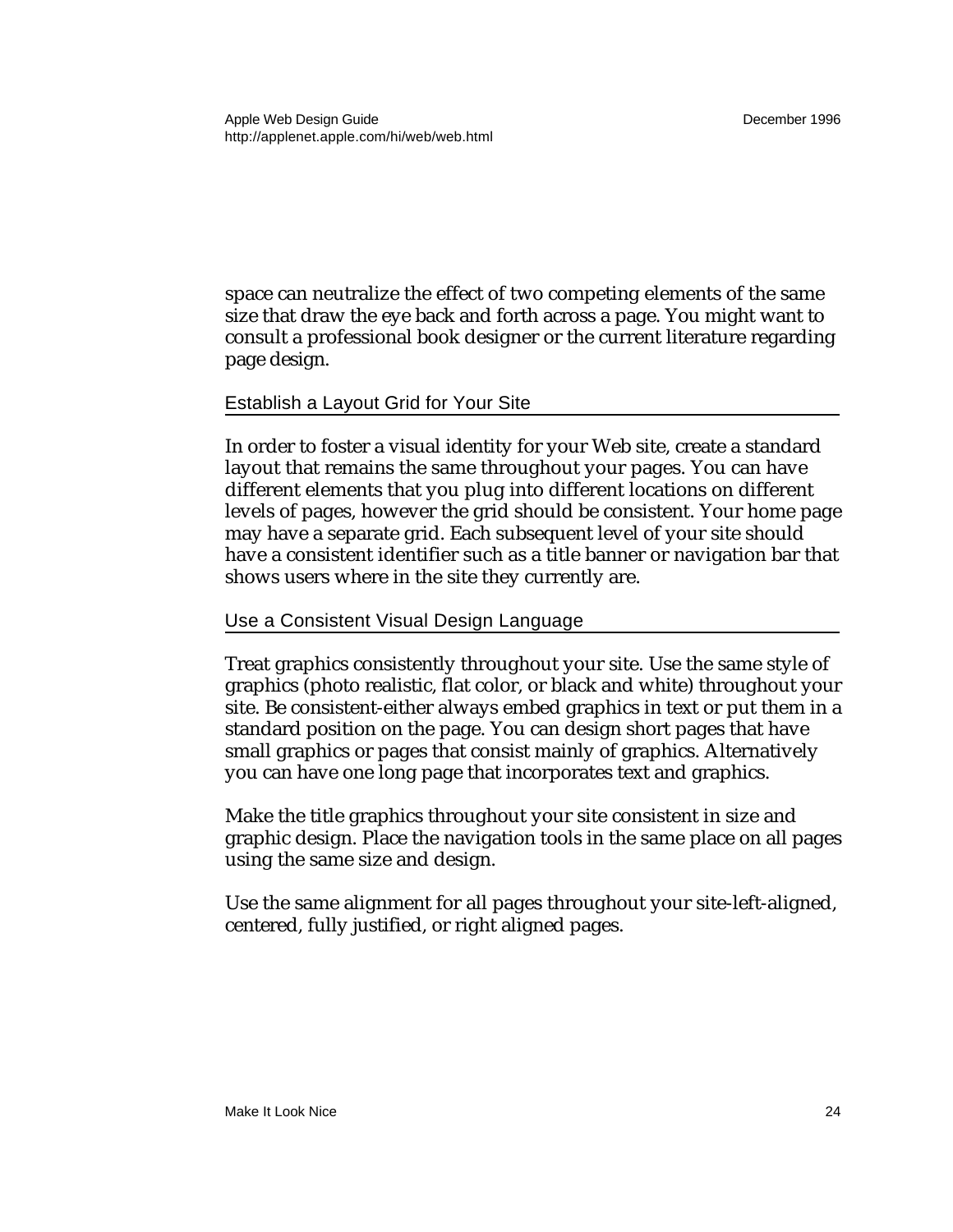space can neutralize the effect of two competing elements of the same size that draw the eye back and forth across a page. You might want to consult a professional book designer or the current literature regarding page design.

## Establish a Layout Grid for Your Site

In order to foster a visual identity for your Web site, create a standard layout that remains the same throughout your pages. You can have different elements that you plug into different locations on different levels of pages, however the grid should be consistent. Your home page may have a separate grid. Each subsequent level of your site should have a consistent identifier such as a title banner or navigation bar that shows users where in the site they currently are.

## Use a Consistent Visual Design Language

Treat graphics consistently throughout your site. Use the same style of graphics (photo realistic, flat color, or black and white) throughout your site. Be consistent-either always embed graphics in text or put them in a standard position on the page. You can design short pages that have small graphics or pages that consist mainly of graphics. Alternatively you can have one long page that incorporates text and graphics.

Make the title graphics throughout your site consistent in size and graphic design. Place the navigation tools in the same place on all pages using the same size and design.

Use the same alignment for all pages throughout your site-left-aligned, centered, fully justified, or right aligned pages.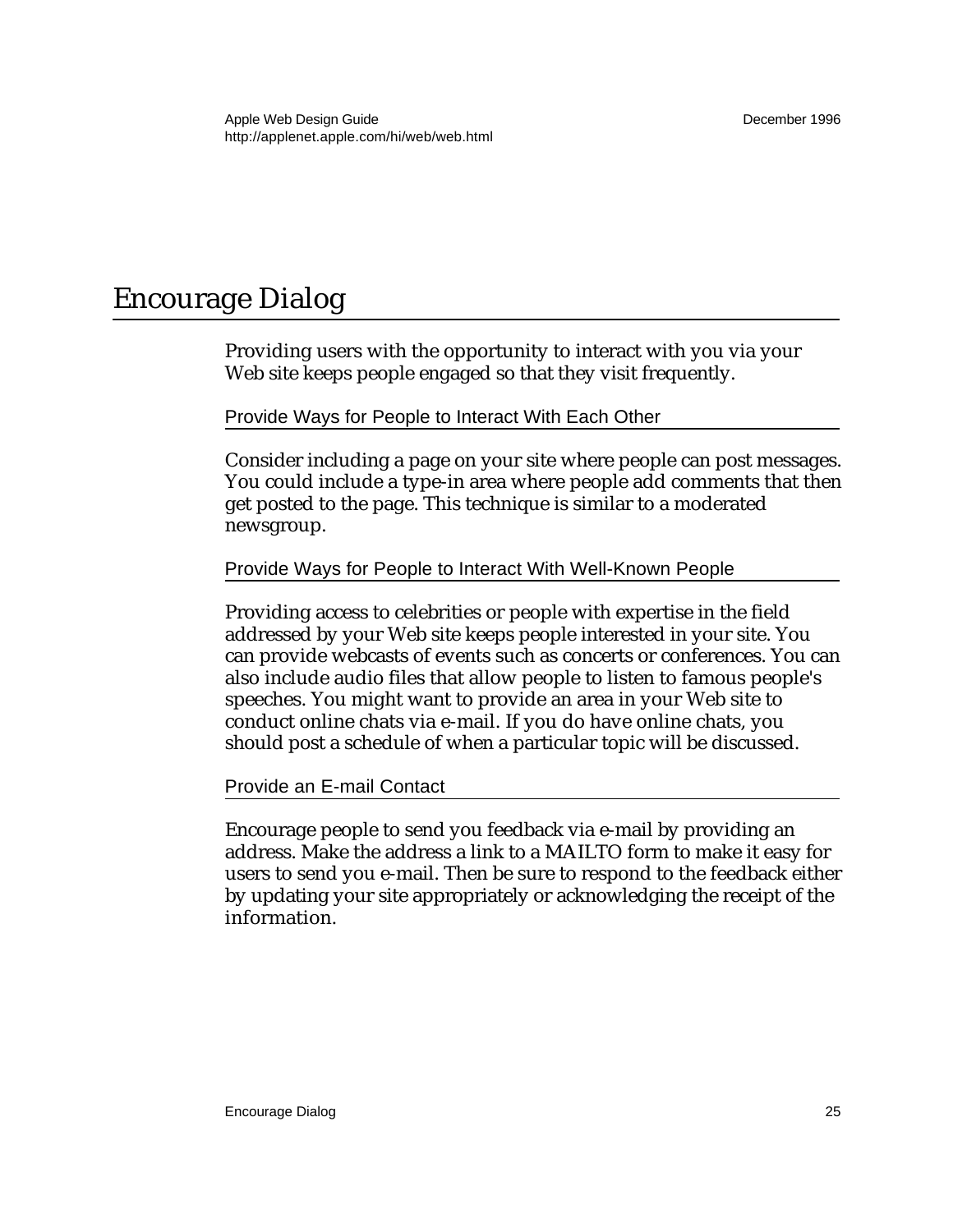# Encourage Dialog

Providing users with the opportunity to interact with you via your Web site keeps people engaged so that they visit frequently.

## Provide Ways for People to Interact With Each Other

Consider including a page on your site where people can post messages. You could include a type-in area where people add comments that then get posted to the page. This technique is similar to a moderated newsgroup.

## Provide Ways for People to Interact With Well-Known People

Providing access to celebrities or people with expertise in the field addressed by your Web site keeps people interested in your site. You can provide webcasts of events such as concerts or conferences. You can also include audio files that allow people to listen to famous people's speeches. You might want to provide an area in your Web site to conduct online chats via e-mail. If you do have online chats, you should post a schedule of when a particular topic will be discussed.

## Provide an E-mail Contact

Encourage people to send you feedback via e-mail by providing an address. Make the address a link to a MAILTO form to make it easy for users to send you e-mail. Then be sure to respond to the feedback either by updating your site appropriately or acknowledging the receipt of the information.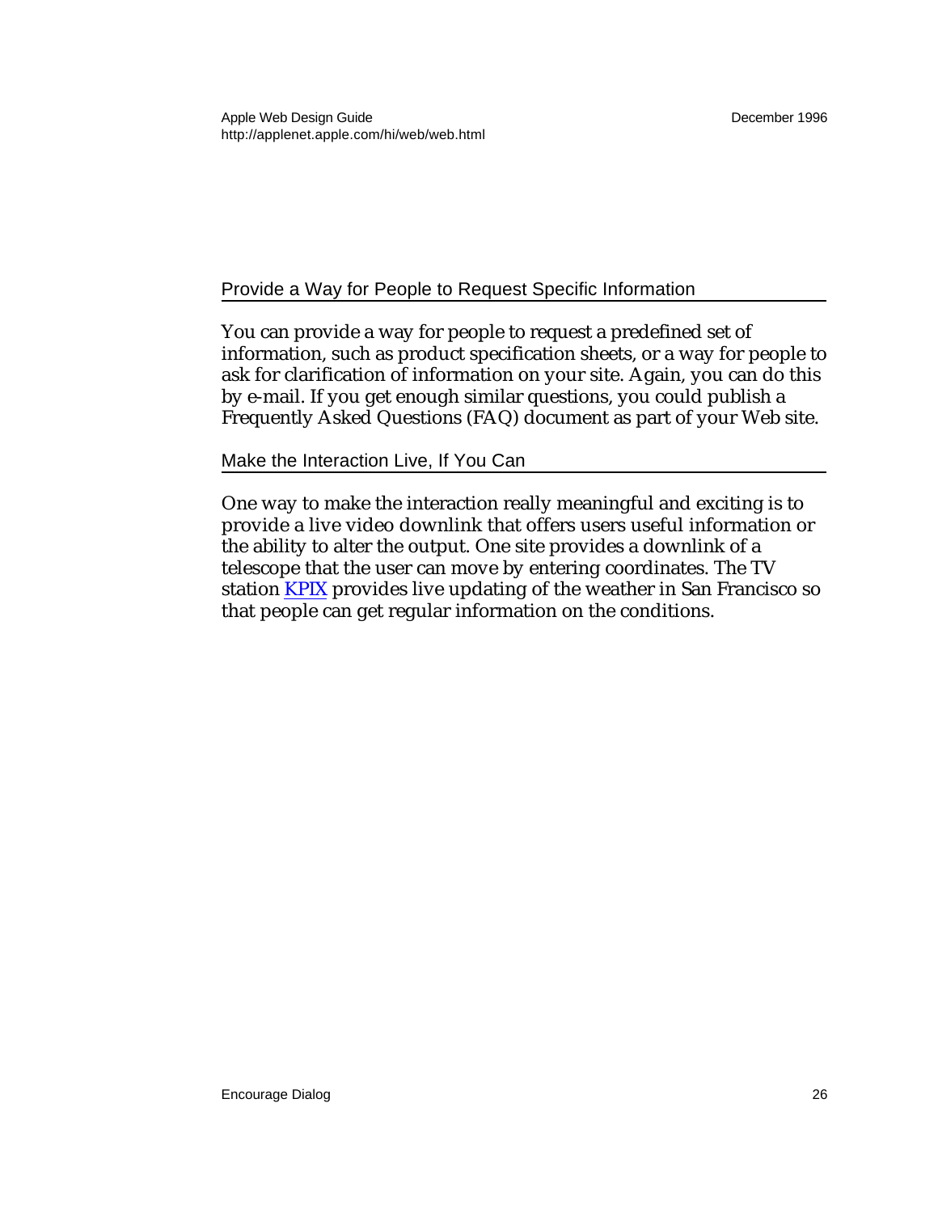### Provide a Way for People to Request Specific Information

You can provide a way for people to request a predefined set of information, such as product specification sheets, or a way for people to ask for clarification of information on your site. Again, you can do this by e-mail. If you get enough similar questions, you could publish a Frequently Asked Questions (FAQ) document as part of your Web site.

### Make the Interaction Live, If You Can

One way to make the interaction really meaningful and exciting is to provide a live video downlink that offers users useful information or the ability to alter the output. One site provides a downlink of a telescope that the user can move by entering coordinates. The TV station KPIX provides live updating of the weather in San Francisco so that people can get regular information on the conditions.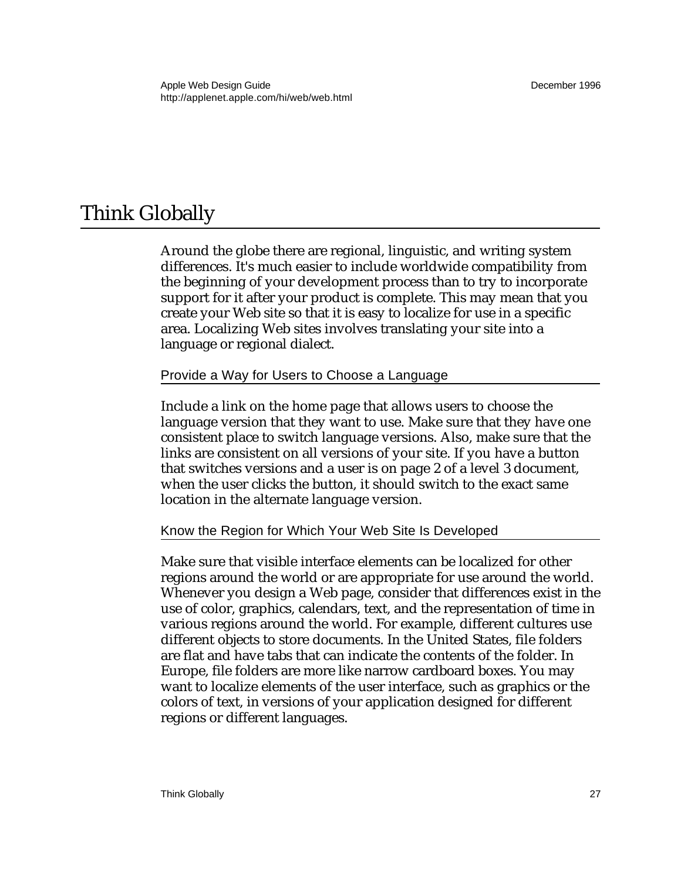# Think Globally

Around the globe there are regional, linguistic, and writing system differences. It's much easier to include worldwide compatibility from the beginning of your development process than to try to incorporate support for it after your product is complete. This may mean that you create your Web site so that it is easy to localize for use in a specific area. Localizing Web sites involves translating your site into a language or regional dialect.

## Provide a Way for Users to Choose a Language

Include a link on the home page that allows users to choose the language version that they want to use. Make sure that they have one consistent place to switch language versions. Also, make sure that the links are consistent on all versions of your site. If you have a button that switches versions and a user is on page 2 of a level 3 document, when the user clicks the button, it should switch to the exact same location in the alternate language version.

## Know the Region for Which Your Web Site Is Developed

Make sure that visible interface elements can be localized for other regions around the world or are appropriate for use around the world. Whenever you design a Web page, consider that differences exist in the use of color, graphics, calendars, text, and the representation of time in various regions around the world. For example, different cultures use different objects to store documents. In the United States, file folders are flat and have tabs that can indicate the contents of the folder. In Europe, file folders are more like narrow cardboard boxes. You may want to localize elements of the user interface, such as graphics or the colors of text, in versions of your application designed for different regions or different languages.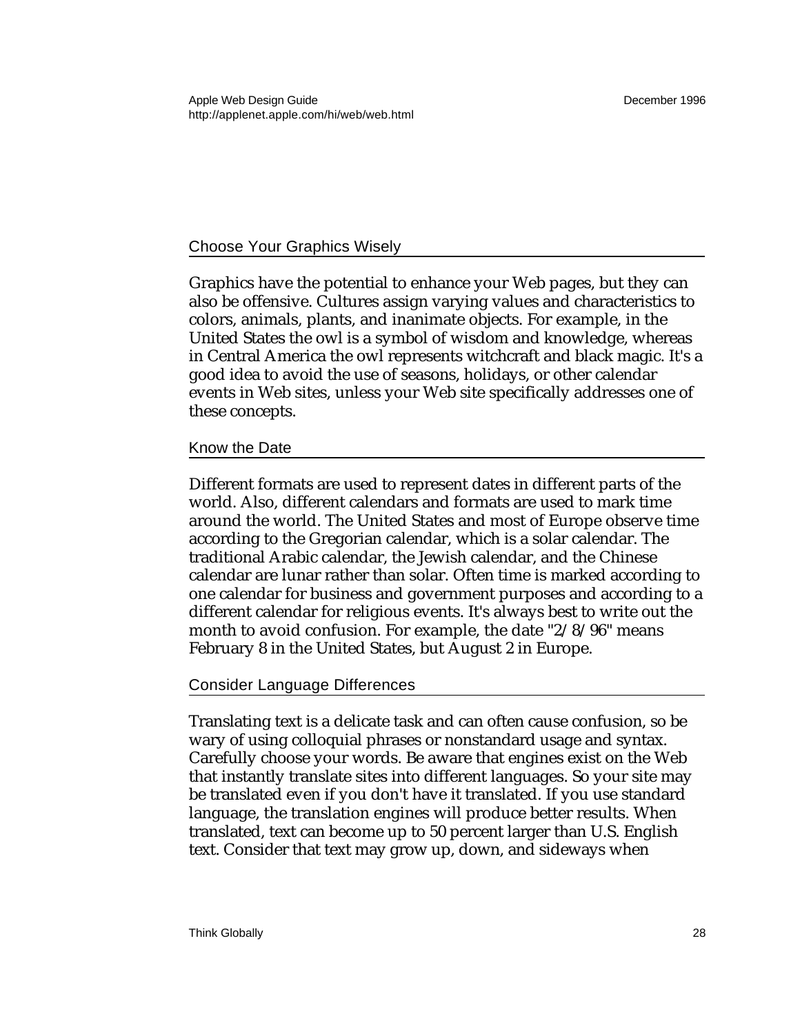## Choose Your Graphics Wisely

Graphics have the potential to enhance your Web pages, but they can also be offensive. Cultures assign varying values and characteristics to colors, animals, plants, and inanimate objects. For example, in the United States the owl is a symbol of wisdom and knowledge, whereas in Central America the owl represents witchcraft and black magic. It's a good idea to avoid the use of seasons, holidays, or other calendar events in Web sites, unless your Web site specifically addresses one of these concepts.

## Know the Date

Different formats are used to represent dates in different parts of the world. Also, different calendars and formats are used to mark time around the world. The United States and most of Europe observe time according to the Gregorian calendar, which is a solar calendar. The traditional Arabic calendar, the Jewish calendar, and the Chinese calendar are lunar rather than solar. Often time is marked according to one calendar for business and government purposes and according to a different calendar for religious events. It's always best to write out the month to avoid confusion. For example, the date "2/8/96" means February 8 in the United States, but August 2 in Europe.

## Consider Language Differences

Translating text is a delicate task and can often cause confusion, so be wary of using colloquial phrases or nonstandard usage and syntax. Carefully choose your words. Be aware that engines exist on the Web that instantly translate sites into different languages. So your site may be translated even if you don't have it translated. If you use standard language, the translation engines will produce better results. When translated, text can become up to 50 percent larger than U.S. English text. Consider that text may grow up, down, and sideways when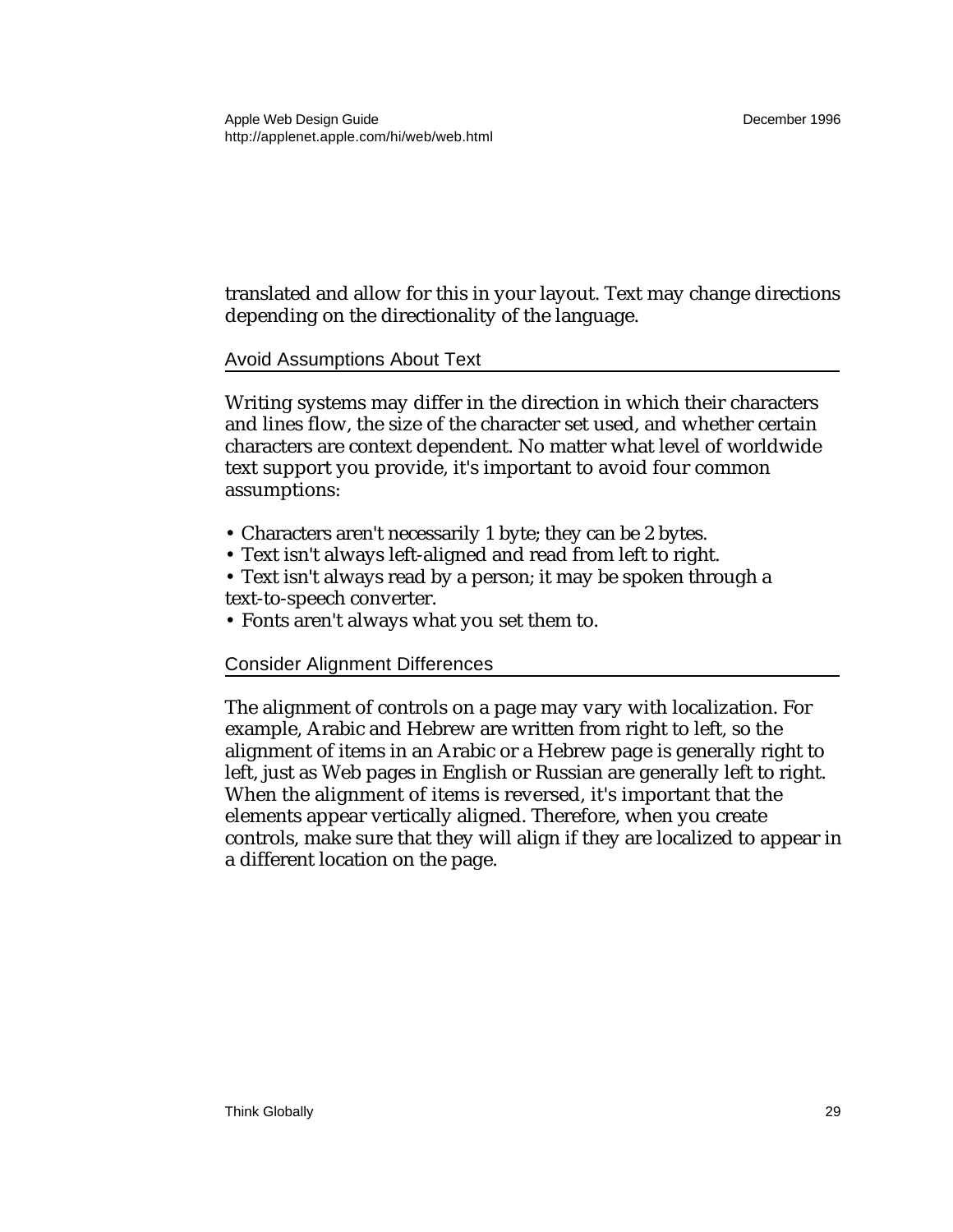translated and allow for this in your layout. Text may change directions depending on the directionality of the language.

### Avoid Assumptions About Text

Writing systems may differ in the direction in which their characters and lines flow, the size of the character set used, and whether certain characters are context dependent. No matter what level of worldwide text support you provide, it's important to avoid four common assumptions:

- Characters aren't necessarily 1 byte; they can be 2 bytes.
- Text isn't always left-aligned and read from left to right.
- Text isn't always read by a person; it may be spoken through a text-to-speech converter.
- Fonts aren't always what you set them to.

### Consider Alignment Differences

The alignment of controls on a page may vary with localization. For example, Arabic and Hebrew are written from right to left, so the alignment of items in an Arabic or a Hebrew page is generally right to left, just as Web pages in English or Russian are generally left to right. When the alignment of items is reversed, it's important that the elements appear vertically aligned. Therefore, when you create controls, make sure that they will align if they are localized to appear in a different location on the page.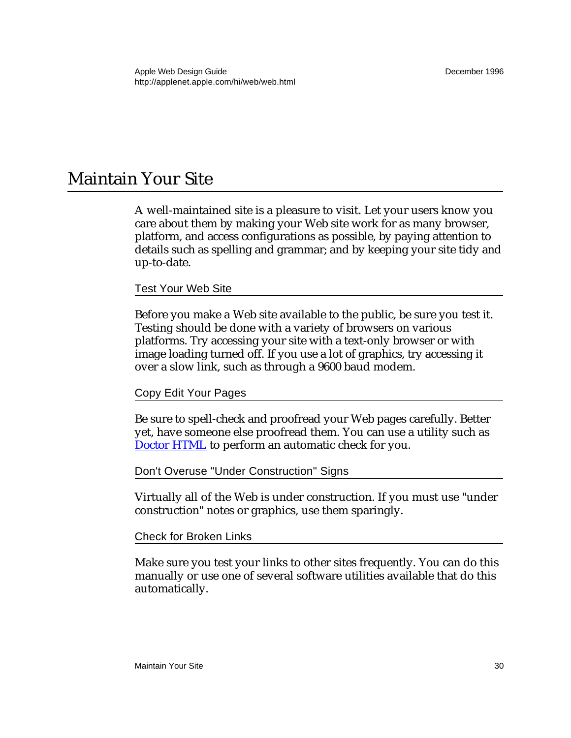# Maintain Your Site

A well-maintained site is a pleasure to visit. Let your users know you care about them by making your Web site work for as many browser, platform, and access configurations as possible, by paying attention to details such as spelling and grammar; and by keeping your site tidy and up-to-date.

## Test Your Web Site

Before you make a Web site available to the public, be sure you test it. Testing should be done with a variety of browsers on various platforms. Try accessing your site with a text-only browser or with image loading turned off. If you use a lot of graphics, try accessing it over a slow link, such as through a 9600 baud modem.

## Copy Edit Your Pages

Be sure to spell-check and proofread your Web pages carefully. Better yet, have someone else proofread them. You can use a utility such as Doctor HTML to perform an automatic check for you.

## Don't Overuse "Under Construction" Signs

Virtually all of the Web is under construction. If you must use "under construction" notes or graphics, use them sparingly.

## Check for Broken Links

Make sure you test your links to other sites frequently. You can do this manually or use one of several software utilities available that do this automatically.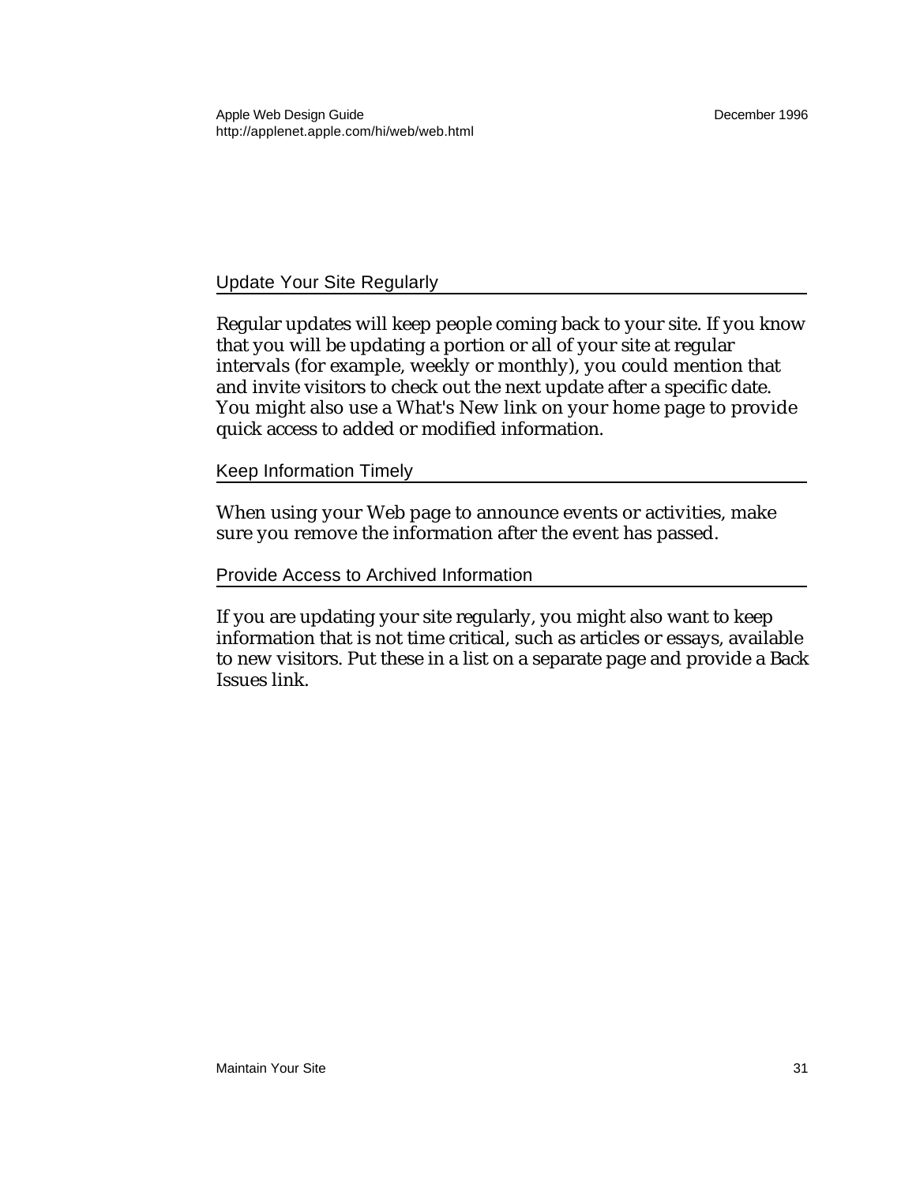## Update Your Site Regularly

Regular updates will keep people coming back to your site. If you know that you will be updating a portion or all of your site at regular intervals (for example, weekly or monthly), you could mention that and invite visitors to check out the next update after a specific date. You might also use a What's New link on your home page to provide quick access to added or modified information.

## Keep Information Timely

When using your Web page to announce events or activities, make sure you remove the information after the event has passed.

## Provide Access to Archived Information

If you are updating your site regularly, you might also want to keep information that is not time critical, such as articles or essays, available to new visitors. Put these in a list on a separate page and provide a Back Issues link.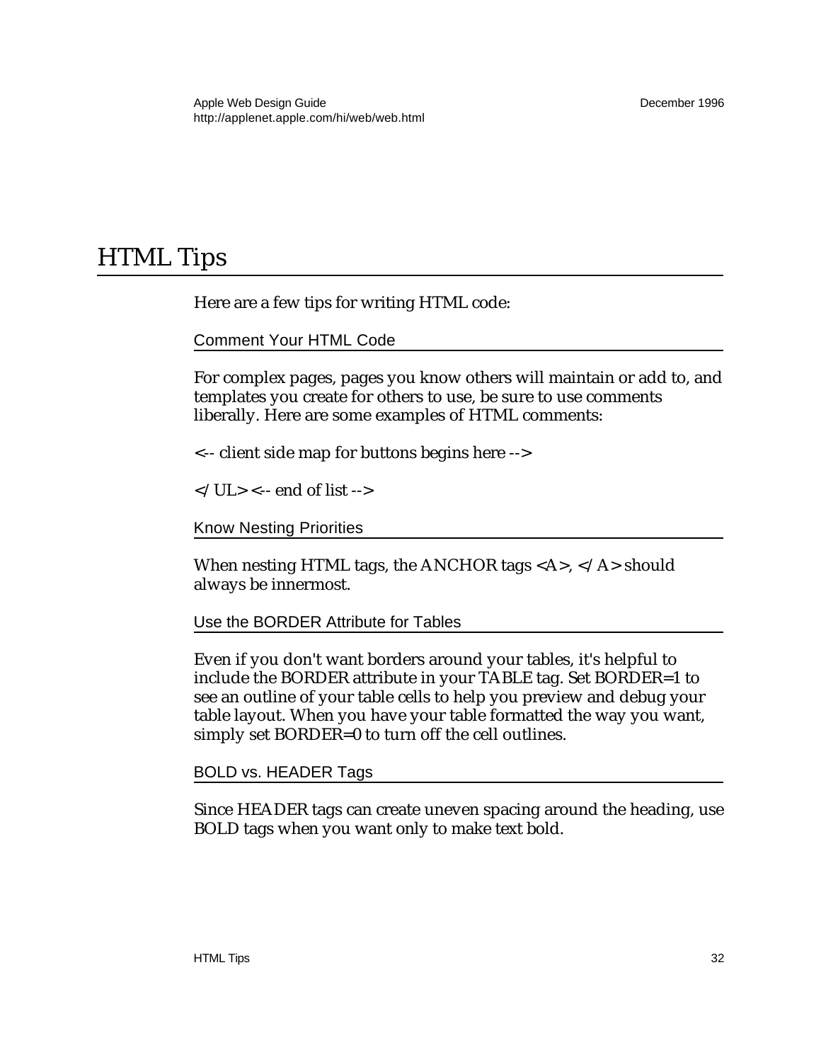# HTML Tips

Here are a few tips for writing HTML code:

## Comment Your HTML Code

For complex pages, pages you know others will maintain or add to, and templates you create for others to use, be sure to use comments liberally. Here are some examples of HTML comments:

<-- client side map for buttons begins here -->

</UL> <-- end of list -->

## Know Nesting Priorities

When nesting HTML tags, the ANCHOR tags <A>, </A> should always be innermost.

## Use the BORDER Attribute for Tables

Even if you don't want borders around your tables, it's helpful to include the BORDER attribute in your TABLE tag. Set BORDER=1 to see an outline of your table cells to help you preview and debug your table layout. When you have your table formatted the way you want, simply set BORDER=0 to turn off the cell outlines.

## BOLD vs. HEADER Tags

Since HEADER tags can create uneven spacing around the heading, use BOLD tags when you want only to make text bold.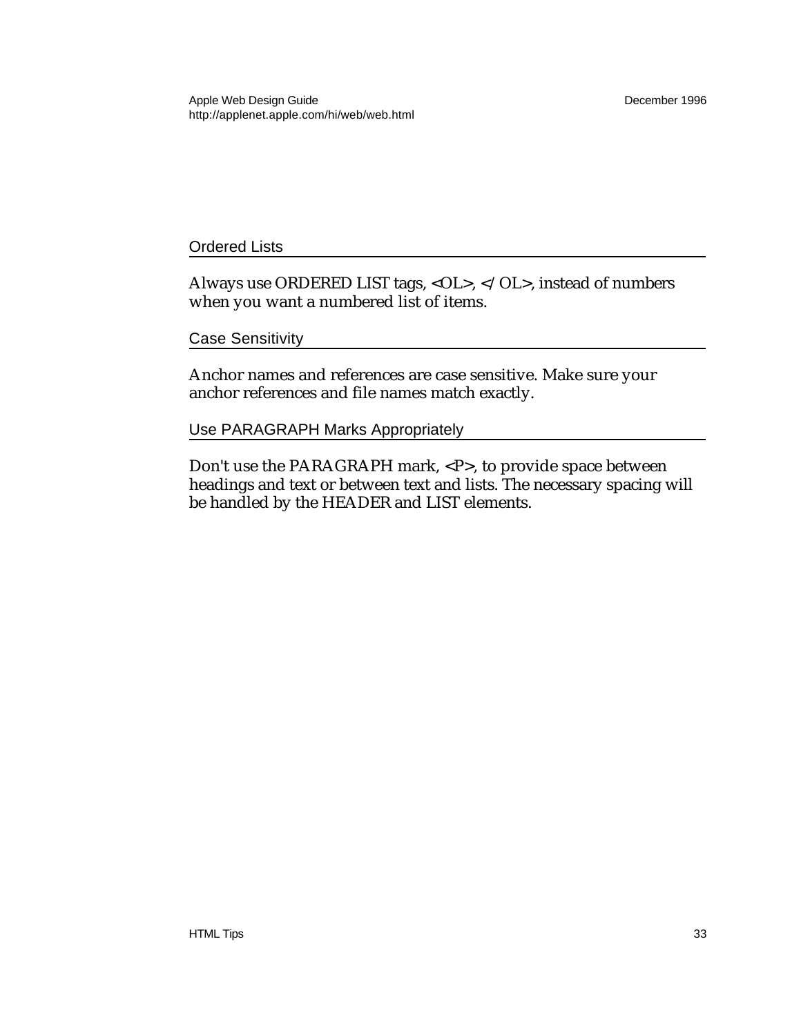## Ordered Lists

Always use ORDERED LIST tags, <OL>, </OL>, instead of numbers when you want a numbered list of items.

## Case Sensitivity

Anchor names and references are case sensitive. Make sure your anchor references and file names match exactly.

## Use PARAGRAPH Marks Appropriately

Don't use the PARAGRAPH mark, <P>, to provide space between headings and text or between text and lists. The necessary spacing will be handled by the HEADER and LIST elements.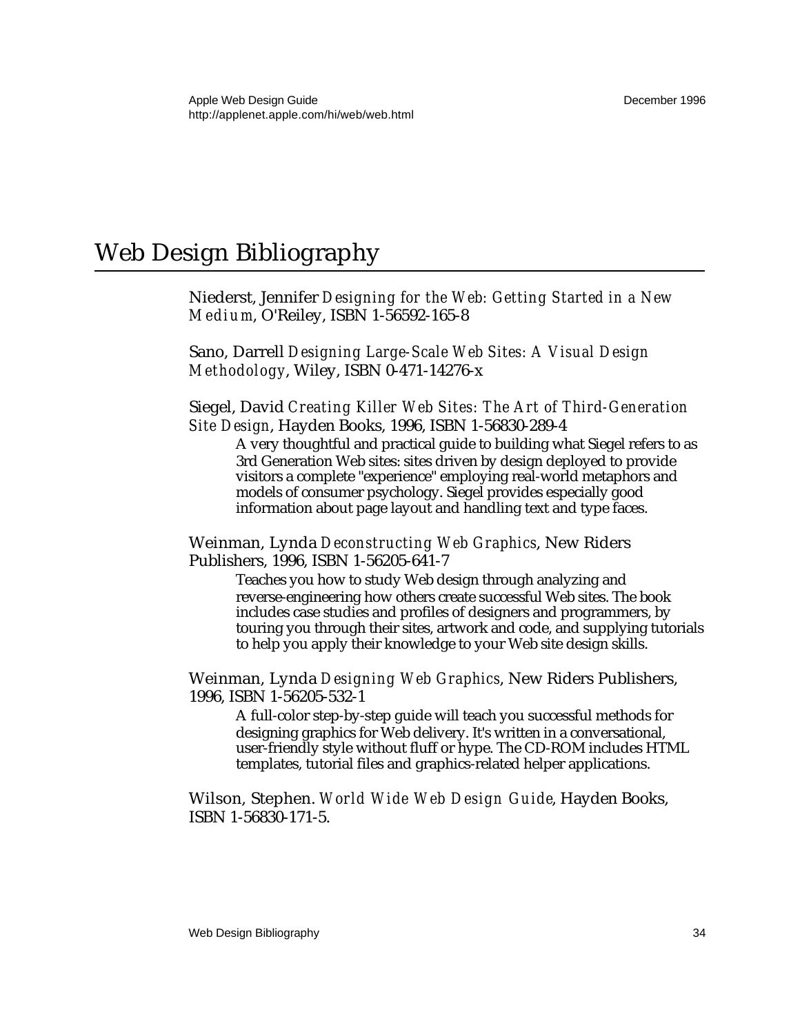# Web Design Bibliography

Niederst, Jennifer *Designing for the Web: Getting Started in a New Medium*, O'Reiley, ISBN 1-56592-165-8

Sano, Darrell *Designing Large-Scale Web Sites: A Visual Design Methodology*, Wiley, ISBN 0-471-14276-x

Siegel, David *Creating Killer Web Sites: The Art of Third-Generation Site Design*, Hayden Books, 1996, ISBN 1-56830-289-4

> A very thoughtful and practical guide to building what Siegel refers to as 3rd Generation Web sites: sites driven by design deployed to provide visitors a complete "experience" employing real-world metaphors and models of consumer psychology. Siegel provides especially good information about page layout and handling text and type faces.

Weinman, Lynda *Deconstructing Web Graphics*, New Riders Publishers, 1996, ISBN 1-56205-641-7

> Teaches you how to study Web design through analyzing and reverse-engineering how others create successful Web sites. The book includes case studies and profiles of designers and programmers, by touring you through their sites, artwork and code, and supplying tutorials to help you apply their knowledge to your Web site design skills.

Weinman, Lynda *Designing Web Graphics*, New Riders Publishers, 1996, ISBN 1-56205-532-1

> A full-color step-by-step guide will teach you successful methods for designing graphics for Web delivery. It's written in a conversational, user-friendly style without fluff or hype. The CD-ROM includes HTML templates, tutorial files and graphics-related helper applications.

Wilson, Stephen. *World Wide Web Design Guide*, Hayden Books, ISBN 1-56830-171-5.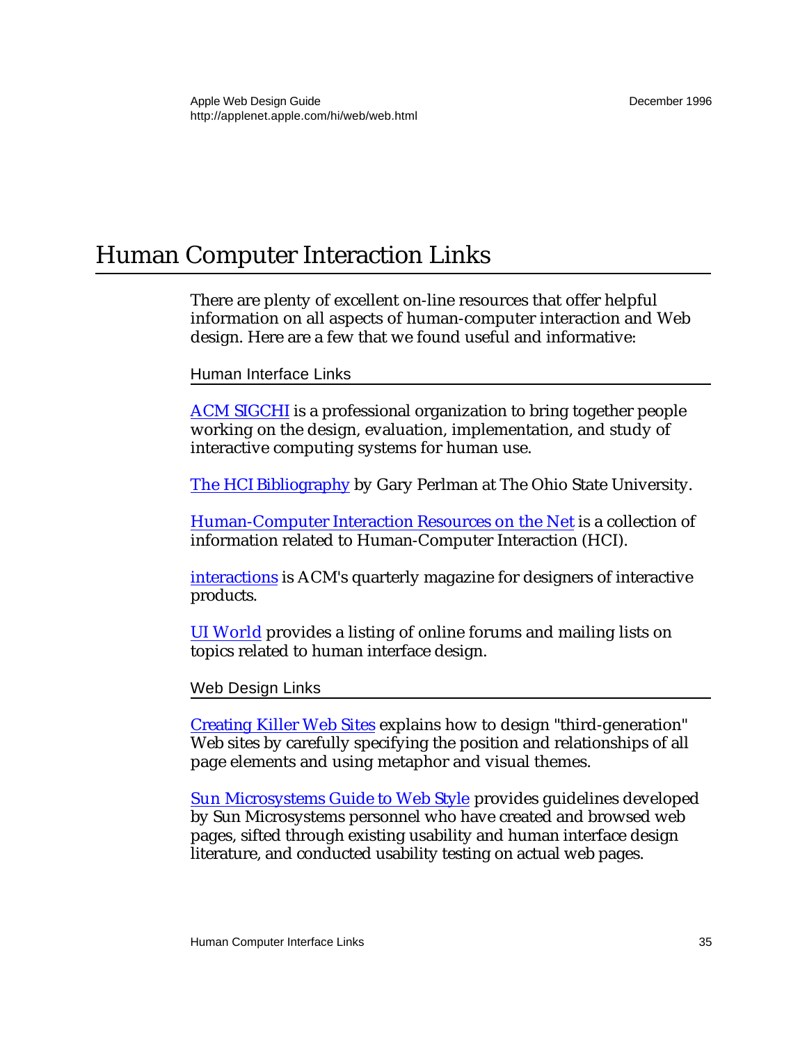# Human Computer Interaction Links

There are plenty of excellent on-line resources that offer helpful information on all aspects of human-computer interaction and Web design. Here are a few that we found useful and informative:

## Human Interface Links

ACM SIGCHI is a professional organization to bring together people working on the design, evaluation, implementation, and study of interactive computing systems for human use.

The HCI Bibliography by Gary Perlman at The Ohio State University.

Human-Computer Interaction Resources on the Net is a collection of information related to Human-Computer Interaction (HCI).

interactions is ACM's quarterly magazine for designers of interactive products.

UI World provides a listing of online forums and mailing lists on topics related to human interface design.

## Web Design Links

Creating Killer Web Sites explains how to design "third-generation" Web sites by carefully specifying the position and relationships of all page elements and using metaphor and visual themes.

Sun Microsystems Guide to Web Style provides guidelines developed by Sun Microsystems personnel who have created and browsed web pages, sifted through existing usability and human interface design literature, and conducted usability testing on actual web pages.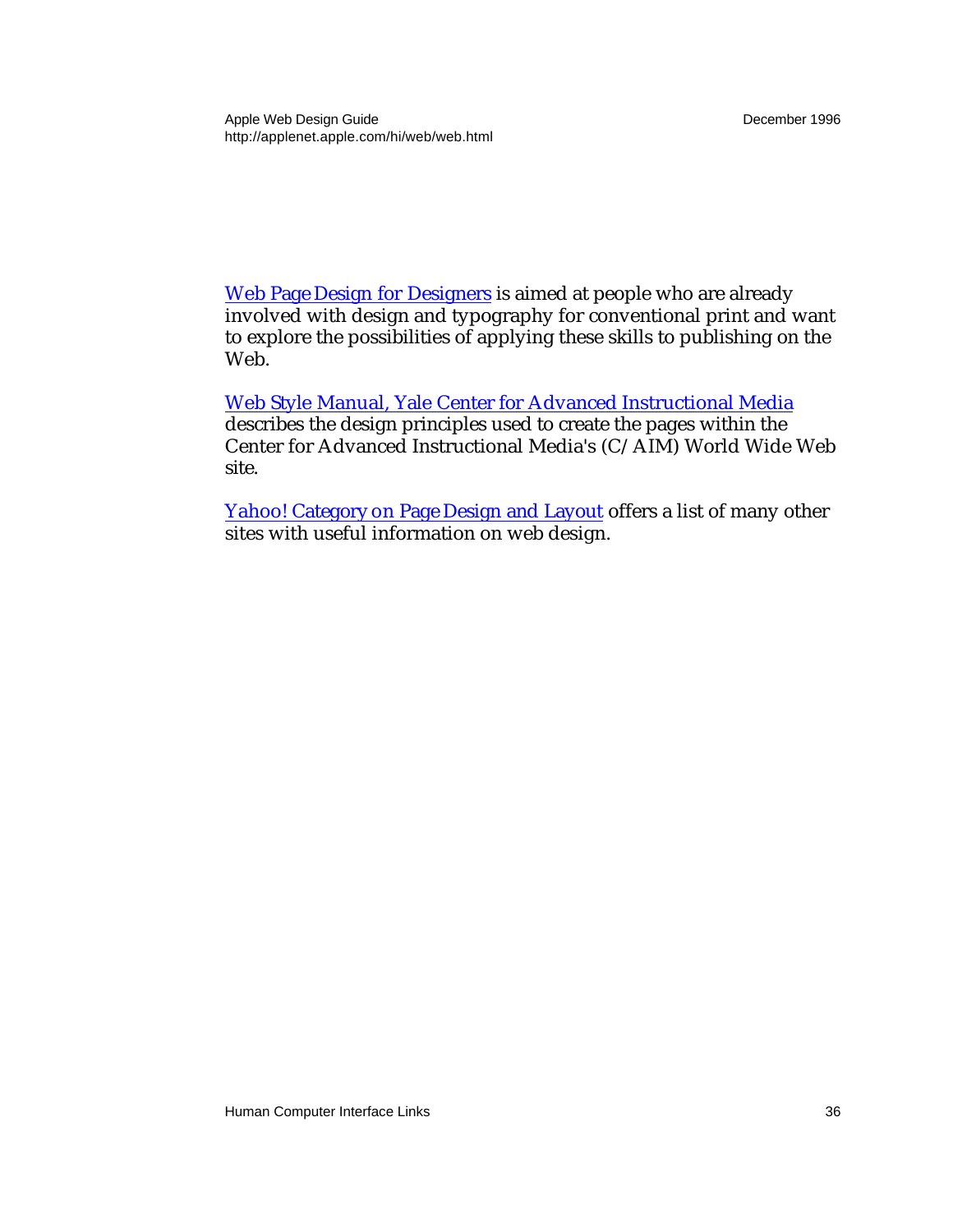Web Page Design for Designers is aimed at people who are already involved with design and typography for conventional print and want to explore the possibilities of applying these skills to publishing on the Web.

Web Style Manual, Yale Center for Advanced Instructional Media describes the design principles used to create the pages within the Center for Advanced Instructional Media's (C/AIM) World Wide Web site.

Yahoo! Category on Page Design and Layout offers a list of many other sites with useful information on web design.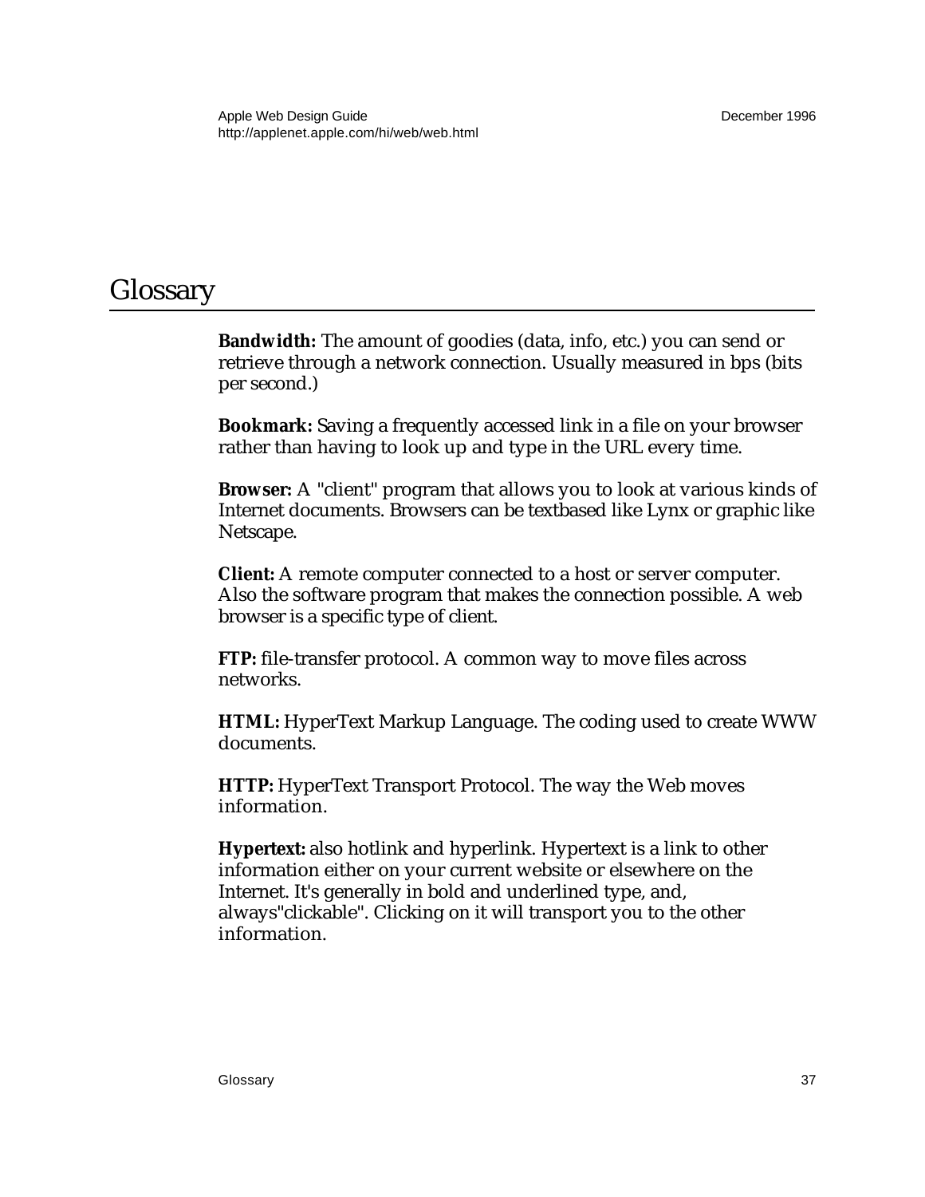# Glossary

**Bandwidth:** The amount of goodies (data, info, etc.) you can send or retrieve through a network connection. Usually measured in bps (bits per second.)

**Bookmark:** Saving a frequently accessed link in a file on your browser rather than having to look up and type in the URL every time.

**Browser:** A "client" program that allows you to look at various kinds of Internet documents. Browsers can be textbased like Lynx or graphic like Netscape.

**Client:** A remote computer connected to a host or server computer. Also the software program that makes the connection possible. A web browser is a specific type of client.

**FTP:** file-transfer protocol. A common way to move files across networks.

**HTML:** HyperText Markup Language. The coding used to create WWW documents.

**HTTP:** HyperText Transport Protocol. The way the Web moves information.

**Hypertext:** also hotlink and hyperlink. Hypertext is a link to other information either on your current website or elsewhere on the Internet. It's generally in bold and underlined type, and, always"clickable". Clicking on it will transport you to the other information.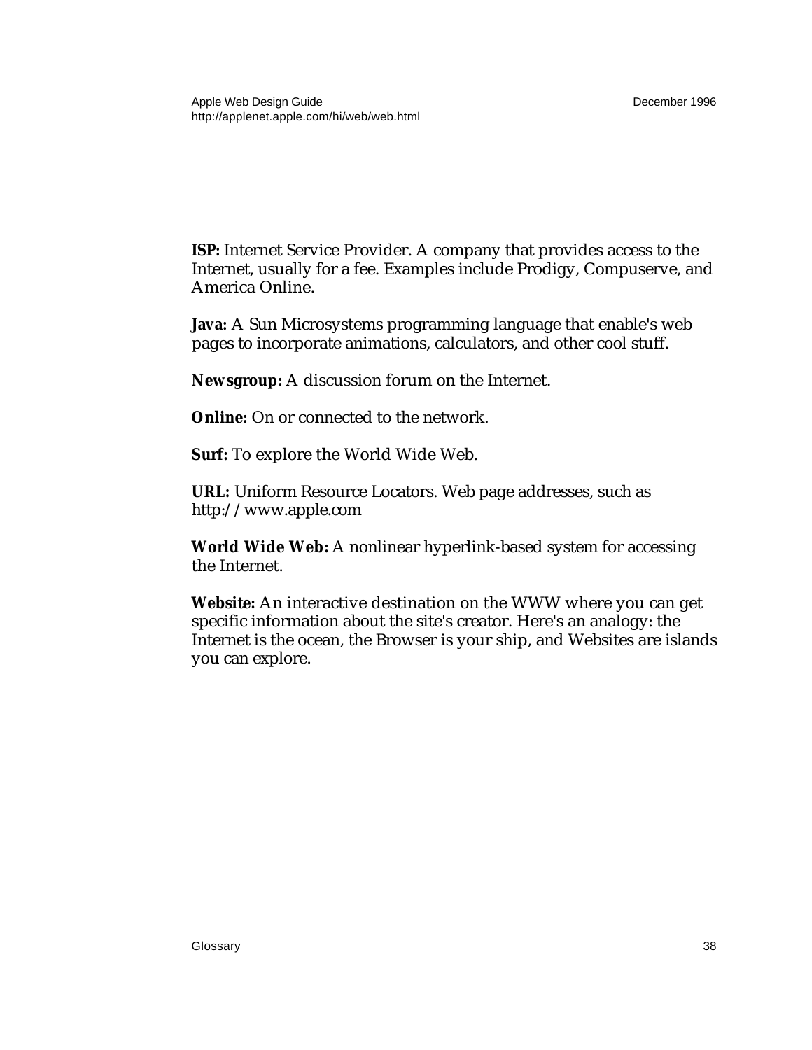**ISP:** Internet Service Provider. A company that provides access to the Internet, usually for a fee. Examples include Prodigy, Compuserve, and America Online.

**Java:** A Sun Microsystems programming language that enable's web pages to incorporate animations, calculators, and other cool stuff.

**Newsgroup:** A discussion forum on the Internet.

**Online:** On or connected to the network.

**Surf:** To explore the World Wide Web.

**URL:** Uniform Resource Locators. Web page addresses, such as http://www.apple.com

**World Wide Web:** A nonlinear hyperlink-based system for accessing the Internet.

**Website:** An interactive destination on the WWW where you can get specific information about the site's creator. Here's an analogy: the Internet is the ocean, the Browser is your ship, and Websites are islands you can explore.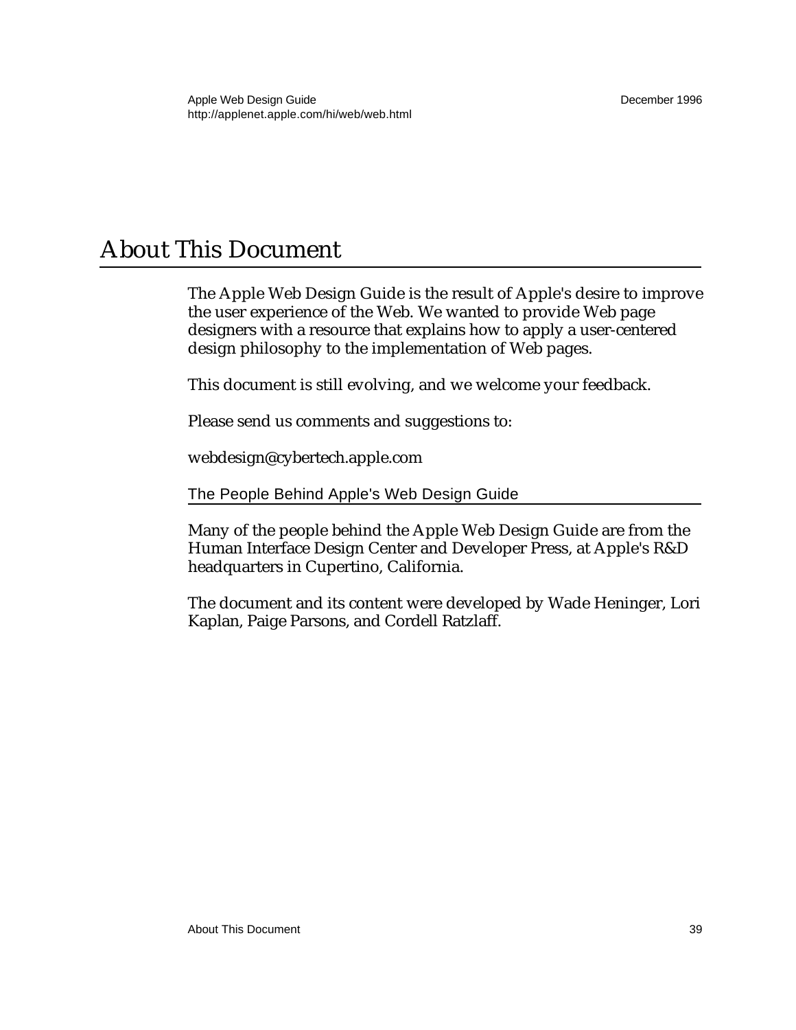# About This Document

The Apple Web Design Guide is the result of Apple's desire to improve the user experience of the Web. We wanted to provide Web page designers with a resource that explains how to apply a user-centered design philosophy to the implementation of Web pages.

This document is still evolving, and we welcome your feedback.

Please send us comments and suggestions to:

webdesign@cybertech.apple.com

## The People Behind Apple's Web Design Guide

Many of the people behind the Apple Web Design Guide are from the Human Interface Design Center and Developer Press, at Apple's R&D headquarters in Cupertino, California.

The document and its content were developed by Wade Heninger, Lori Kaplan, Paige Parsons, and Cordell Ratzlaff.